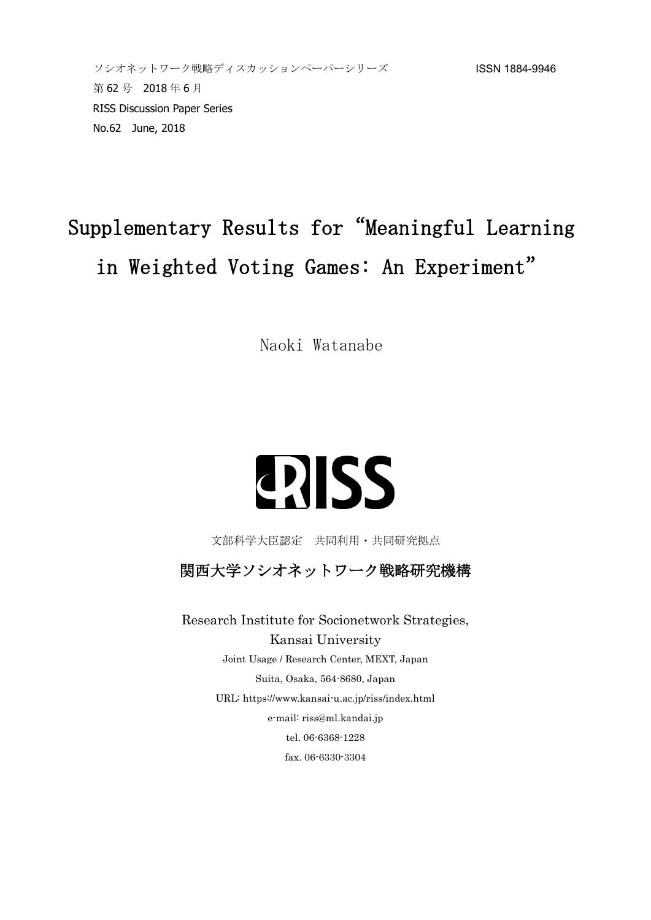ソシオネットワーク戦略ディスカッションペーパーシリーズ　　ISSN 1884-9946

第 62 号　2018 年 6 月

RISS Discussion Paper Series

No.62　June, 2018

# Supplementary Results for "Meaningful Learning in Weighted Voting Games: An Experiment"

Naoki Watanabe

RISS

文部科学大臣認定　共同利用・共同研究拠点

関西大学ソシオネットワーク戦略研究機構

Research Institute for Socionetwork Strategies, Kansai University

Joint Usage / Research Center, MEXT, Japan

Suita, Osaka, 564-8680, Japan

URL: https://www.kansai-u.ac.jp/riss/index.html

e-mail: riss@ml.kandai.jp

tel. 06-6368-1228

fax. 06-6330-3304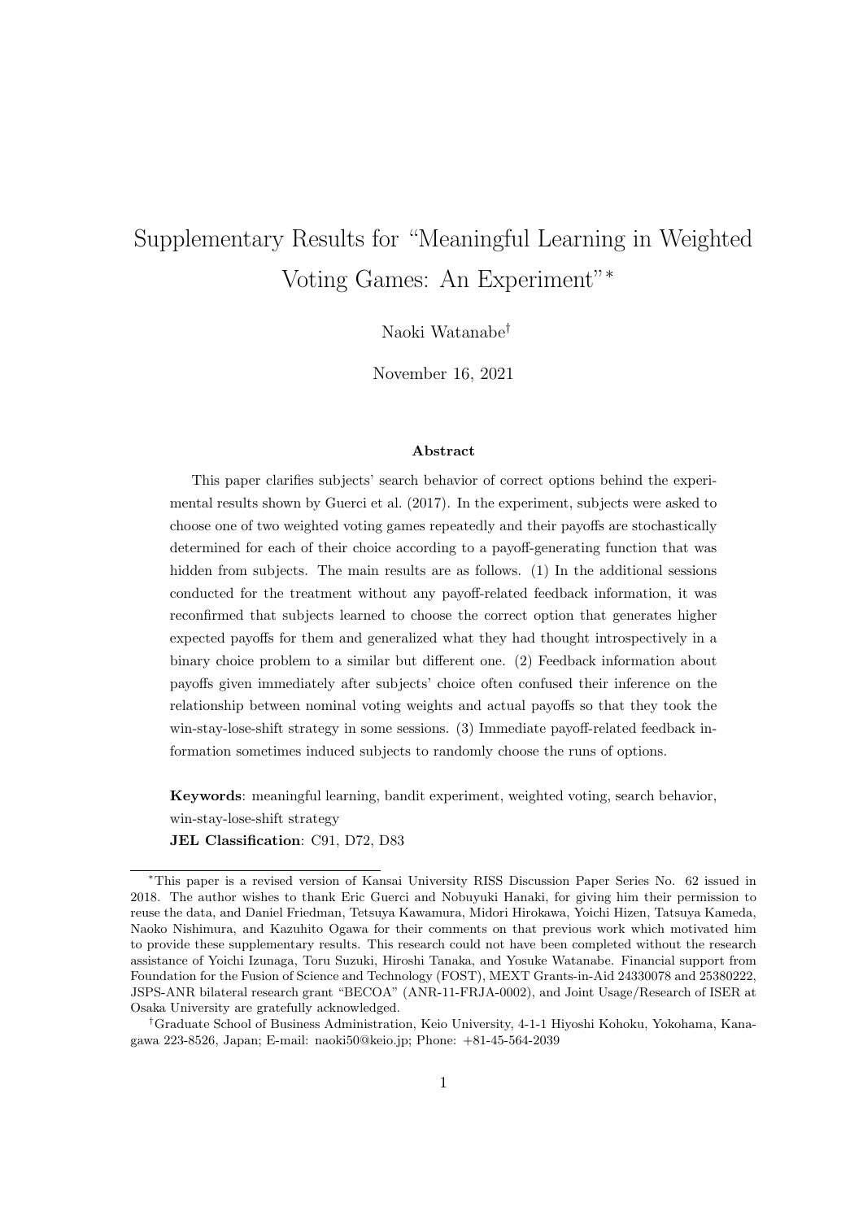# Supplementary Results for "Meaningful Learning in Weighted Voting Games: An Experiment"*

Naoki Watanabe†

November 16, 2021

### Abstract

This paper clarifies subjects' search behavior of correct options behind the experimental results shown by Guerci et al. (2017). In the experiment, subjects were asked to choose one of two weighted voting games repeatedly and their payoffs are stochastically determined for each of their choice according to a payoff-generating function that was hidden from subjects. The main results are as follows. (1) In the additional sessions conducted for the treatment without any payoff-related feedback information, it was reconfirmed that subjects learned to choose the correct option that generates higher expected payoffs for them and generalized what they had thought introspectively in a binary choice problem to a similar but different one. (2) Feedback information about payoffs given immediately after subjects' choice often confused their inference on the relationship between nominal voting weights and actual payoffs so that they took the win-stay-lose-shift strategy in some sessions. (3) Immediate payoff-related feedback information sometimes induced subjects to randomly choose the runs of options.

**Keywords**: meaningful learning, bandit experiment, weighted voting, search behavior, win-stay-lose-shift strategy

**JEL Classification**: C91, D72, D83

---

*This paper is a revised version of Kansai University RISS Discussion Paper Series No. 62 issued in 2018. The author wishes to thank Eric Guerci and Nobuyuki Hanaki, for giving him their permission to reuse the data, and Daniel Friedman, Tetsuya Kawamura, Midori Hirokawa, Yoichi Hizen, Tatsuya Kameda, Naoko Nishimura, and Kazuhito Ogawa for their comments on that previous work which motivated him to provide these supplementary results. This research could not have been completed without the research assistance of Yoichi Izunaga, Toru Suzuki, Hiroshi Tanaka, and Yosuke Watanabe. Financial support from Foundation for the Fusion of Science and Technology (FOST), MEXT Grants-in-Aid 24330078 and 25380222, JSPS-ANR bilateral research grant "BECOA" (ANR-11-FRJA-0002), and Joint Usage/Research of ISER at Osaka University are gratefully acknowledged.

†Graduate School of Business Administration, Keio University, 4-1-1 Hiyoshi Kohoku, Yokohama, Kanagawa 223-8526, Japan; E-mail: naoki50@keio.jp; Phone: +81-45-564-2039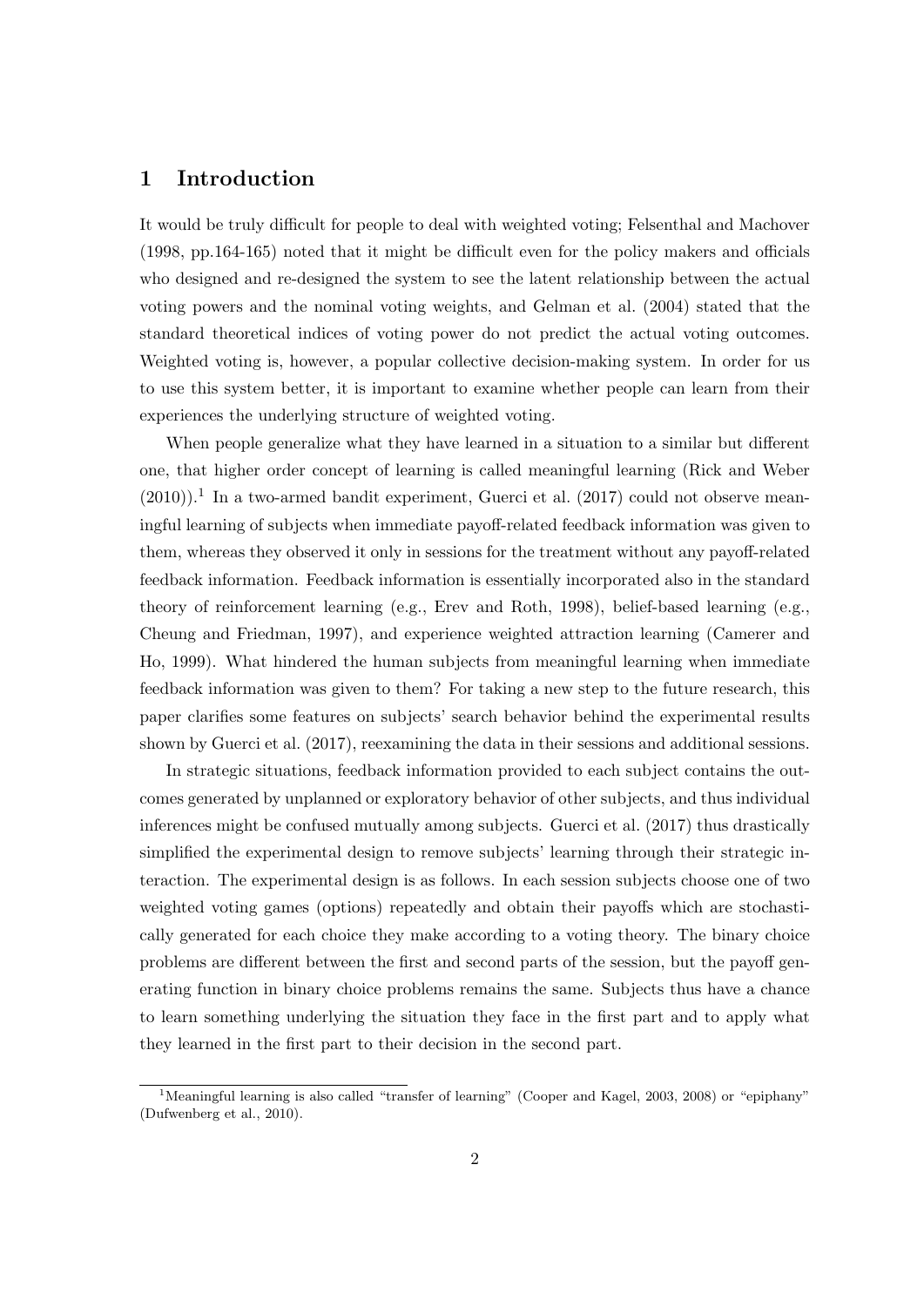# 1 Introduction

It would be truly difficult for people to deal with weighted voting; Felsenthal and Machover (1998, pp.164-165) noted that it might be difficult even for the policy makers and officials who designed and re-designed the system to see the latent relationship between the actual voting powers and the nominal voting weights, and Gelman et al. (2004) stated that the standard theoretical indices of voting power do not predict the actual voting outcomes. Weighted voting is, however, a popular collective decision-making system. In order for us to use this system better, it is important to examine whether people can learn from their experiences the underlying structure of weighted voting.

When people generalize what they have learned in a situation to a similar but different one, that higher order concept of learning is called meaningful learning (Rick and Weber (2010)).[1] In a two-armed bandit experiment, Guerci et al. (2017) could not observe meaningful learning of subjects when immediate payoff-related feedback information was given to them, whereas they observed it only in sessions for the treatment without any payoff-related feedback information. Feedback information is essentially incorporated also in the standard theory of reinforcement learning (e.g., Erev and Roth, 1998), belief-based learning (e.g., Cheung and Friedman, 1997), and experience weighted attraction learning (Camerer and Ho, 1999). What hindered the human subjects from meaningful learning when immediate feedback information was given to them? For taking a new step to the future research, this paper clarifies some features on subjects' search behavior behind the experimental results shown by Guerci et al. (2017), reexamining the data in their sessions and additional sessions.

In strategic situations, feedback information provided to each subject contains the outcomes generated by unplanned or exploratory behavior of other subjects, and thus individual inferences might be confused mutually among subjects. Guerci et al. (2017) thus drastically simplified the experimental design to remove subjects' learning through their strategic interaction. The experimental design is as follows. In each session subjects choose one of two weighted voting games (options) repeatedly and obtain their payoffs which are stochastically generated for each choice they make according to a voting theory. The binary choice problems are different between the first and second parts of the session, but the payoff generating function in binary choice problems remains the same. Subjects thus have a chance to learn something underlying the situation they face in the first part and to apply what they learned in the first part to their decision in the second part.

[1] Meaningful learning is also called "transfer of learning" (Cooper and Kagel, 2003, 2008) or "epiphany" (Dufwenberg et al., 2010).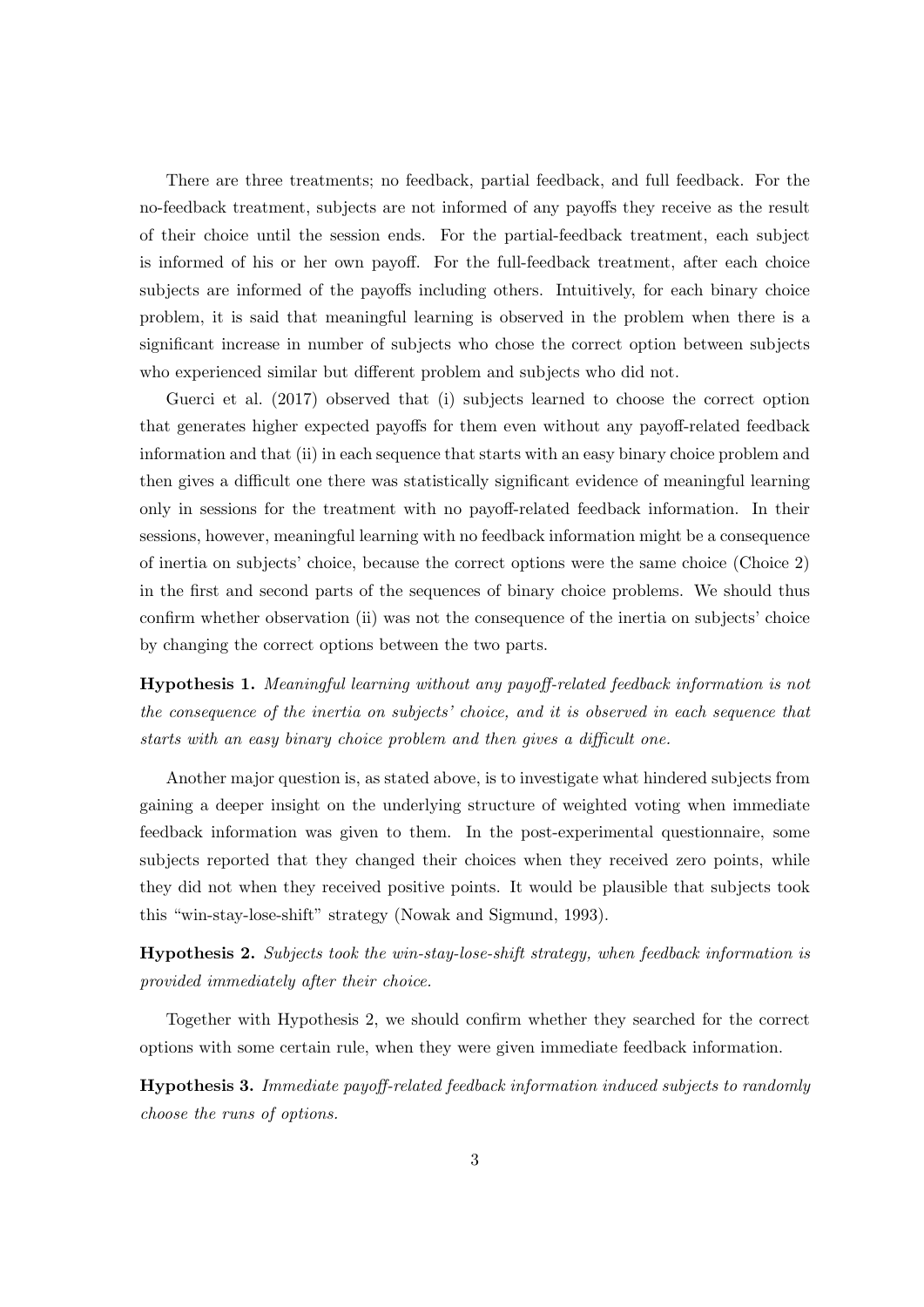There are three treatments; no feedback, partial feedback, and full feedback. For the no-feedback treatment, subjects are not informed of any payoffs they receive as the result of their choice until the session ends. For the partial-feedback treatment, each subject is informed of his or her own payoff. For the full-feedback treatment, after each choice subjects are informed of the payoffs including others. Intuitively, for each binary choice problem, it is said that meaningful learning is observed in the problem when there is a significant increase in number of subjects who chose the correct option between subjects who experienced similar but different problem and subjects who did not.

Guerci et al. (2017) observed that (i) subjects learned to choose the correct option that generates higher expected payoffs for them even without any payoff-related feedback information and that (ii) in each sequence that starts with an easy binary choice problem and then gives a difficult one there was statistically significant evidence of meaningful learning only in sessions for the treatment with no payoff-related feedback information. In their sessions, however, meaningful learning with no feedback information might be a consequence of inertia on subjects' choice, because the correct options were the same choice (Choice 2) in the first and second parts of the sequences of binary choice problems. We should thus confirm whether observation (ii) was not the consequence of the inertia on subjects' choice by changing the correct options between the two parts.

**Hypothesis 1.** *Meaningful learning without any payoff-related feedback information is not the consequence of the inertia on subjects' choice, and it is observed in each sequence that starts with an easy binary choice problem and then gives a difficult one.*

Another major question is, as stated above, is to investigate what hindered subjects from gaining a deeper insight on the underlying structure of weighted voting when immediate feedback information was given to them. In the post-experimental questionnaire, some subjects reported that they changed their choices when they received zero points, while they did not when they received positive points. It would be plausible that subjects took this "win-stay-lose-shift" strategy (Nowak and Sigmund, 1993).

**Hypothesis 2.** *Subjects took the win-stay-lose-shift strategy, when feedback information is provided immediately after their choice.*

Together with Hypothesis 2, we should confirm whether they searched for the correct options with some certain rule, when they were given immediate feedback information.

**Hypothesis 3.** *Immediate payoff-related feedback information induced subjects to randomly choose the runs of options.*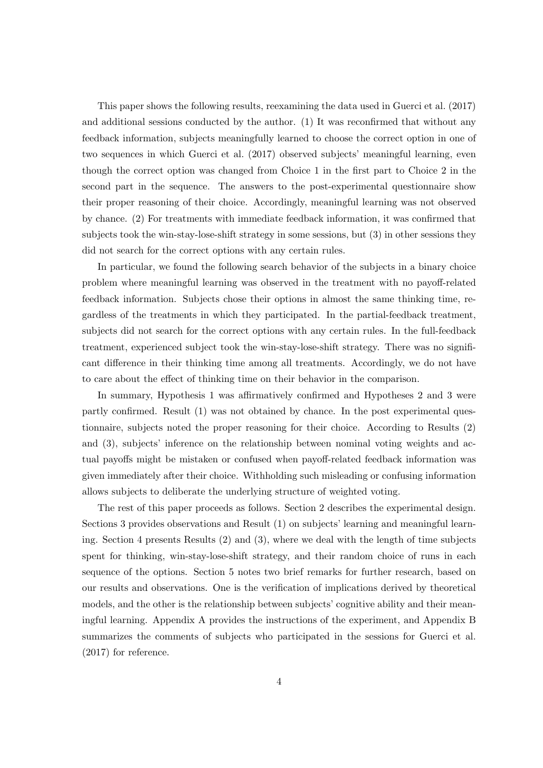This paper shows the following results, reexamining the data used in Guerci et al. (2017) and additional sessions conducted by the author. (1) It was reconfirmed that without any feedback information, subjects meaningfully learned to choose the correct option in one of two sequences in which Guerci et al. (2017) observed subjects' meaningful learning, even though the correct option was changed from Choice 1 in the first part to Choice 2 in the second part in the sequence. The answers to the post-experimental questionnaire show their proper reasoning of their choice. Accordingly, meaningful learning was not observed by chance. (2) For treatments with immediate feedback information, it was confirmed that subjects took the win-stay-lose-shift strategy in some sessions, but (3) in other sessions they did not search for the correct options with any certain rules.

In particular, we found the following search behavior of the subjects in a binary choice problem where meaningful learning was observed in the treatment with no payoff-related feedback information. Subjects chose their options in almost the same thinking time, regardless of the treatments in which they participated. In the partial-feedback treatment, subjects did not search for the correct options with any certain rules. In the full-feedback treatment, experienced subject took the win-stay-lose-shift strategy. There was no significant difference in their thinking time among all treatments. Accordingly, we do not have to care about the effect of thinking time on their behavior in the comparison.

In summary, Hypothesis 1 was affirmatively confirmed and Hypotheses 2 and 3 were partly confirmed. Result (1) was not obtained by chance. In the post experimental questionnaire, subjects noted the proper reasoning for their choice. According to Results (2) and (3), subjects' inference on the relationship between nominal voting weights and actual payoffs might be mistaken or confused when payoff-related feedback information was given immediately after their choice. Withholding such misleading or confusing information allows subjects to deliberate the underlying structure of weighted voting.

The rest of this paper proceeds as follows. Section 2 describes the experimental design. Sections 3 provides observations and Result (1) on subjects' learning and meaningful learning. Section 4 presents Results (2) and (3), where we deal with the length of time subjects spent for thinking, win-stay-lose-shift strategy, and their random choice of runs in each sequence of the options. Section 5 notes two brief remarks for further research, based on our results and observations. One is the verification of implications derived by theoretical models, and the other is the relationship between subjects' cognitive ability and their meaningful learning. Appendix A provides the instructions of the experiment, and Appendix B summarizes the comments of subjects who participated in the sessions for Guerci et al. (2017) for reference.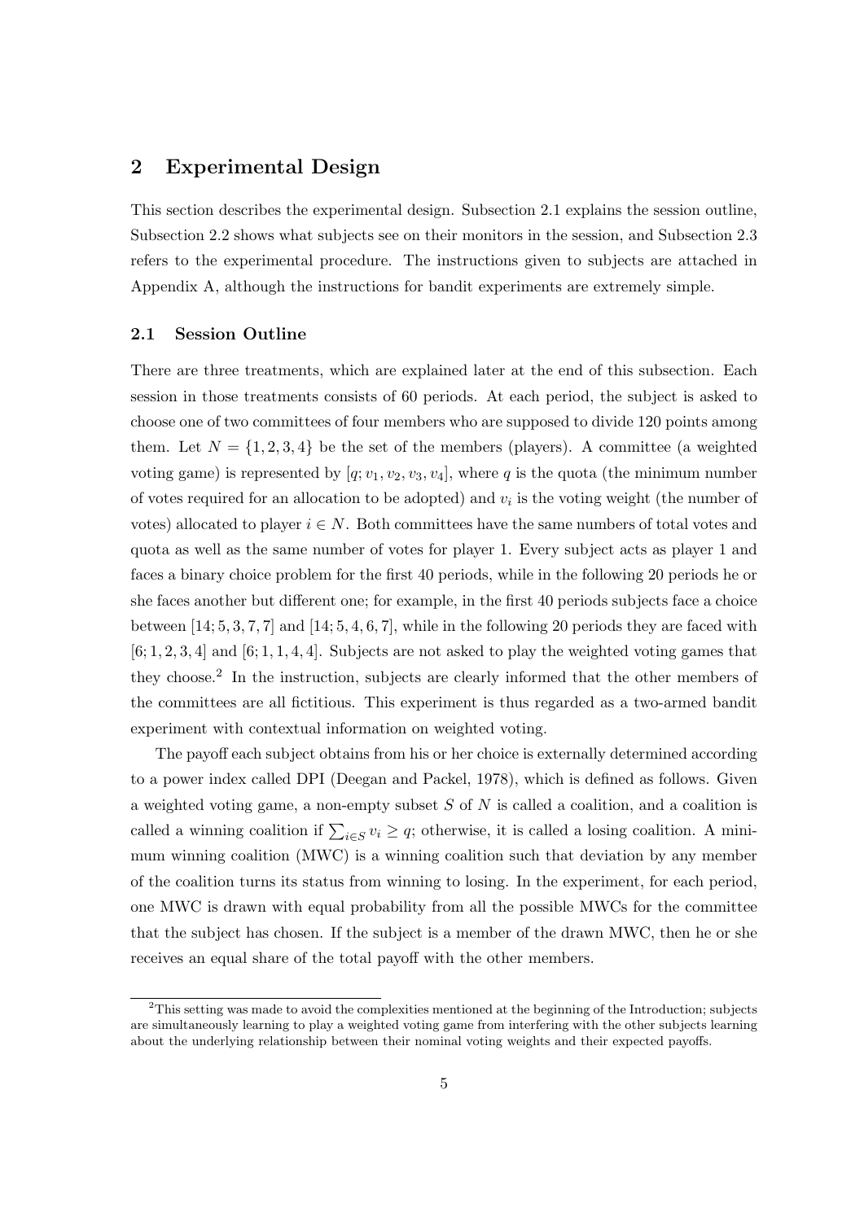## 2 Experimental Design

This section describes the experimental design. Subsection 2.1 explains the session outline, Subsection 2.2 shows what subjects see on their monitors in the session, and Subsection 2.3 refers to the experimental procedure. The instructions given to subjects are attached in Appendix A, although the instructions for bandit experiments are extremely simple.

### 2.1 Session Outline

There are three treatments, which are explained later at the end of this subsection. Each session in those treatments consists of 60 periods. At each period, the subject is asked to choose one of two committees of four members who are supposed to divide 120 points among them. Let $N = \{1, 2, 3, 4\}$ be the set of the members (players). A committee (a weighted voting game) is represented by $[q; v_1, v_2, v_3, v_4]$, where $q$ is the quota (the minimum number of votes required for an allocation to be adopted) and $v_i$ is the voting weight (the number of votes) allocated to player $i \in N$. Both committees have the same numbers of total votes and quota as well as the same number of votes for player 1. Every subject acts as player 1 and faces a binary choice problem for the first 40 periods, while in the following 20 periods he or she faces another but different one; for example, in the first 40 periods subjects face a choice between $[14; 5, 3, 7, 7]$ and $[14; 5, 4, 6, 7]$, while in the following 20 periods they are faced with $[6; 1, 2, 3, 4]$ and $[6; 1, 1, 4, 4]$. Subjects are not asked to play the weighted voting games that they choose.[2] In the instruction, subjects are clearly informed that the other members of the committees are all fictitious. This experiment is thus regarded as a two-armed bandit experiment with contextual information on weighted voting.

The payoff each subject obtains from his or her choice is externally determined according to a power index called DPI (Deegan and Packel, 1978), which is defined as follows. Given a weighted voting game, a non-empty subset $S$ of $N$ is called a coalition, and a coalition is called a winning coalition if $\sum_{i \in S} v_i \geq q$; otherwise, it is called a losing coalition. A minimum winning coalition (MWC) is a winning coalition such that deviation by any member of the coalition turns its status from winning to losing. In the experiment, for each period, one MWC is drawn with equal probability from all the possible MWCs for the committee that the subject has chosen. If the subject is a member of the drawn MWC, then he or she receives an equal share of the total payoff with the other members.

[2] This setting was made to avoid the complexities mentioned at the beginning of the Introduction; subjects are simultaneously learning to play a weighted voting game from interfering with the other subjects learning about the underlying relationship between their nominal voting weights and their expected payoffs.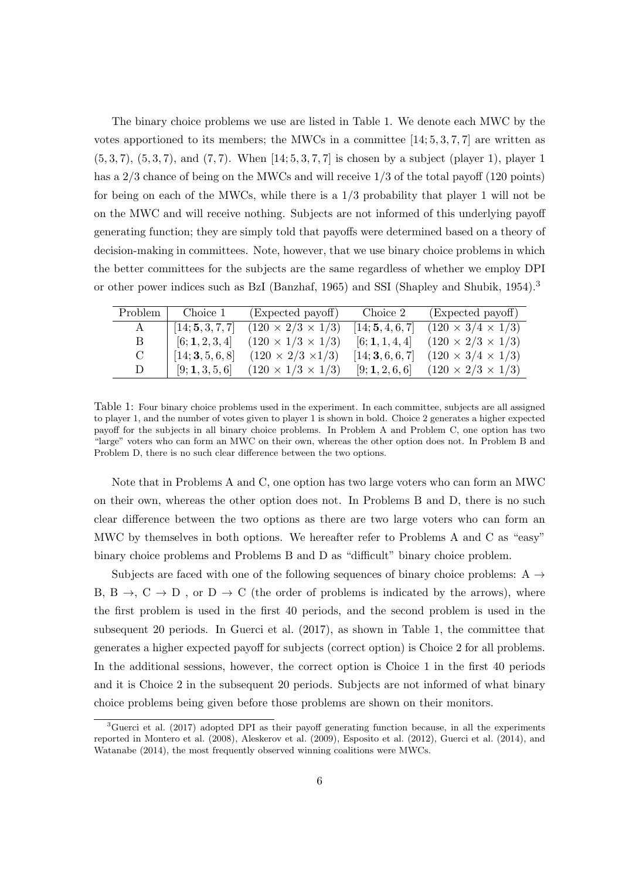The binary choice problems we use are listed in Table 1. We denote each MWC by the votes apportioned to its members; the MWCs in a committee $[14; 5, 3, 7, 7]$ are written as $(5, 3, 7)$, $(5, 3, 7)$, and $(7, 7)$. When $[14; 5, 3, 7, 7]$ is chosen by a subject (player 1), player 1 has a $2/3$ chance of being on the MWCs and will receive $1/3$ of the total payoff (120 points) for being on each of the MWCs, while there is a $1/3$ probability that player 1 will not be on the MWC and will receive nothing. Subjects are not informed of this underlying payoff generating function; they are simply told that payoffs were determined based on a theory of decision-making in committees. Note, however, that we use binary choice problems in which the better committees for the subjects are the same regardless of whether we employ DPI or other power indices such as BzI (Banzhaf, 1965) and SSI (Shapley and Shubik, 1954).[3]

| Problem | Choice 1 | (Expected payoff) | Choice 2 | (Expected payoff) |
|---|---|---|---|---|
| A | $[14; \mathbf{5}, 3, 7, 7]$ | $(120 \times 2/3 \times 1/3)$ | $[14; \mathbf{5}, 4, 6, 7]$ | $(120 \times 3/4 \times 1/3)$ |
| B | $[6; \mathbf{1}, 2, 3, 4]$ | $(120 \times 1/3 \times 1/3)$ | $[6; \mathbf{1}, 1, 4, 4]$ | $(120 \times 2/3 \times 1/3)$ |
| C | $[14; \mathbf{3}, 5, 6, 8]$ | $(120 \times 2/3 \times 1/3)$ | $[14; \mathbf{3}, 6, 6, 7]$ | $(120 \times 3/4 \times 1/3)$ |
| D | $[9; \mathbf{1}, 3, 5, 6]$ | $(120 \times 1/3 \times 1/3)$ | $[9; \mathbf{1}, 2, 6, 6]$ | $(120 \times 2/3 \times 1/3)$ |

Table 1: Four binary choice problems used in the experiment. In each committee, subjects are all assigned to player 1, and the number of votes given to player 1 is shown in bold. Choice 2 generates a higher expected payoff for the subjects in all binary choice problems. In Problem A and Problem C, one option has two "large" voters who can form an MWC on their own, whereas the other option does not. In Problem B and Problem D, there is no such clear difference between the two options.

Note that in Problems A and C, one option has two large voters who can form an MWC on their own, whereas the other option does not. In Problems B and D, there is no such clear difference between the two options as there are two large voters who can form an MWC by themselves in both options. We hereafter refer to Problems A and C as "easy" binary choice problems and Problems B and D as "difficult" binary choice problem.

Subjects are faced with one of the following sequences of binary choice problems: A $\rightarrow$ B, B $\rightarrow$, C $\rightarrow$ D , or D $\rightarrow$ C (the order of problems is indicated by the arrows), where the first problem is used in the first 40 periods, and the second problem is used in the subsequent 20 periods. In Guerci et al. (2017), as shown in Table 1, the committee that generates a higher expected payoff for subjects (correct option) is Choice 2 for all problems. In the additional sessions, however, the correct option is Choice 1 in the first 40 periods and it is Choice 2 in the subsequent 20 periods. Subjects are not informed of what binary choice problems being given before those problems are shown on their monitors.

[3] Guerci et al. (2017) adopted DPI as their payoff generating function because, in all the experiments reported in Montero et al. (2008), Aleskerov et al. (2009), Esposito et al. (2012), Guerci et al. (2014), and Watanabe (2014), the most frequently observed winning coalitions were MWCs.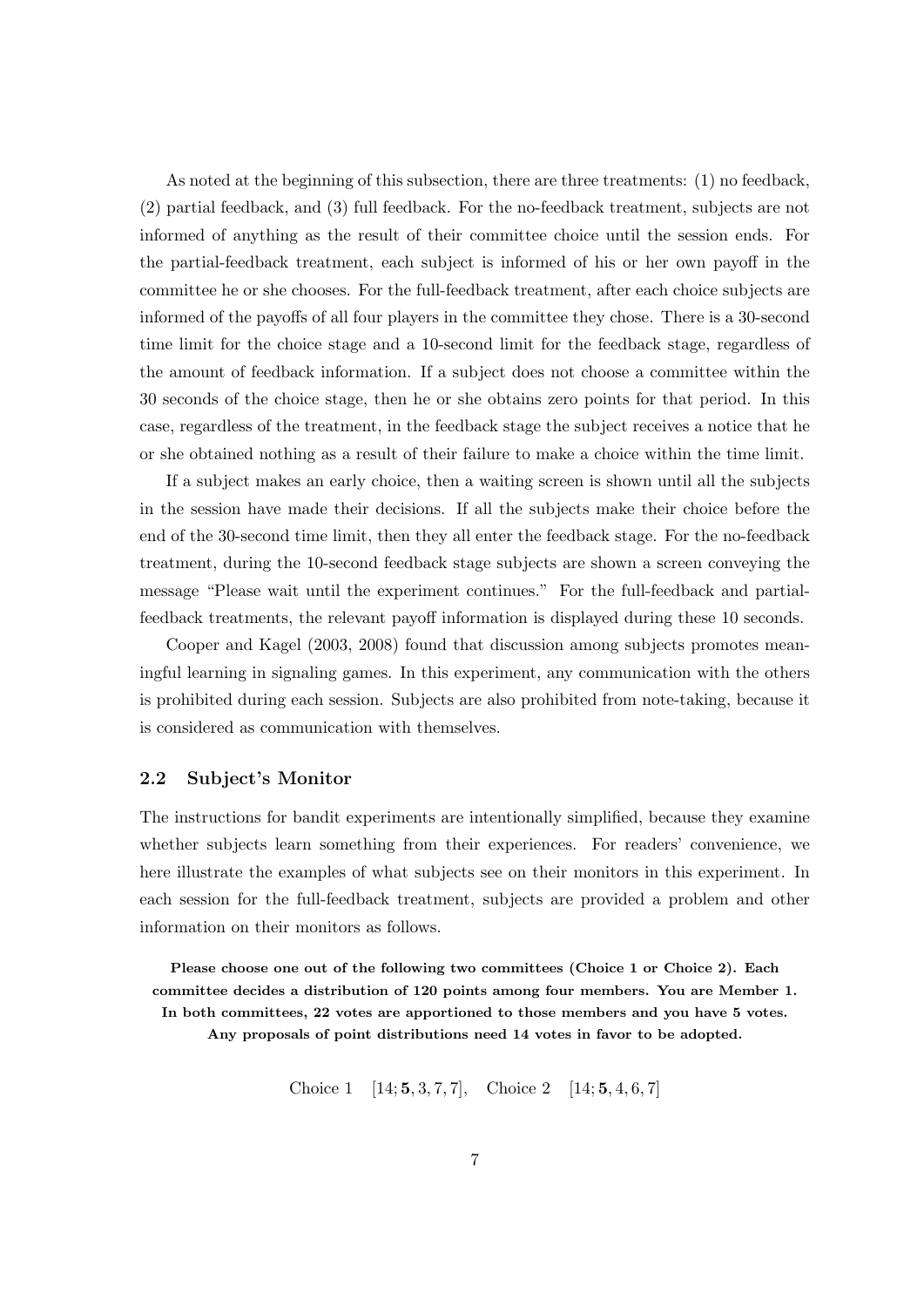As noted at the beginning of this subsection, there are three treatments: (1) no feedback, (2) partial feedback, and (3) full feedback. For the no-feedback treatment, subjects are not informed of anything as the result of their committee choice until the session ends. For the partial-feedback treatment, each subject is informed of his or her own payoff in the committee he or she chooses. For the full-feedback treatment, after each choice subjects are informed of the payoffs of all four players in the committee they chose. There is a 30-second time limit for the choice stage and a 10-second limit for the feedback stage, regardless of the amount of feedback information. If a subject does not choose a committee within the 30 seconds of the choice stage, then he or she obtains zero points for that period. In this case, regardless of the treatment, in the feedback stage the subject receives a notice that he or she obtained nothing as a result of their failure to make a choice within the time limit.

If a subject makes an early choice, then a waiting screen is shown until all the subjects in the session have made their decisions. If all the subjects make their choice before the end of the 30-second time limit, then they all enter the feedback stage. For the no-feedback treatment, during the 10-second feedback stage subjects are shown a screen conveying the message "Please wait until the experiment continues." For the full-feedback and partial-feedback treatments, the relevant payoff information is displayed during these 10 seconds.

Cooper and Kagel (2003, 2008) found that discussion among subjects promotes meaningful learning in signaling games. In this experiment, any communication with the others is prohibited during each session. Subjects are also prohibited from note-taking, because it is considered as communication with themselves.

### 2.2 Subject's Monitor

The instructions for bandit experiments are intentionally simplified, because they examine whether subjects learn something from their experiences. For readers' convenience, we here illustrate the examples of what subjects see on their monitors in this experiment. In each session for the full-feedback treatment, subjects are provided a problem and other information on their monitors as follows.

**Please choose one out of the following two committees (Choice 1 or Choice 2). Each committee decides a distribution of 120 points among four members. You are Member 1. In both committees, 22 votes are apportioned to those members and you have 5 votes. Any proposals of point distributions need 14 votes in favor to be adopted.**

$$\text{Choice 1} \quad [14; \mathbf{5}, 3, 7, 7], \quad \text{Choice 2} \quad [14; \mathbf{5}, 4, 6, 7]$$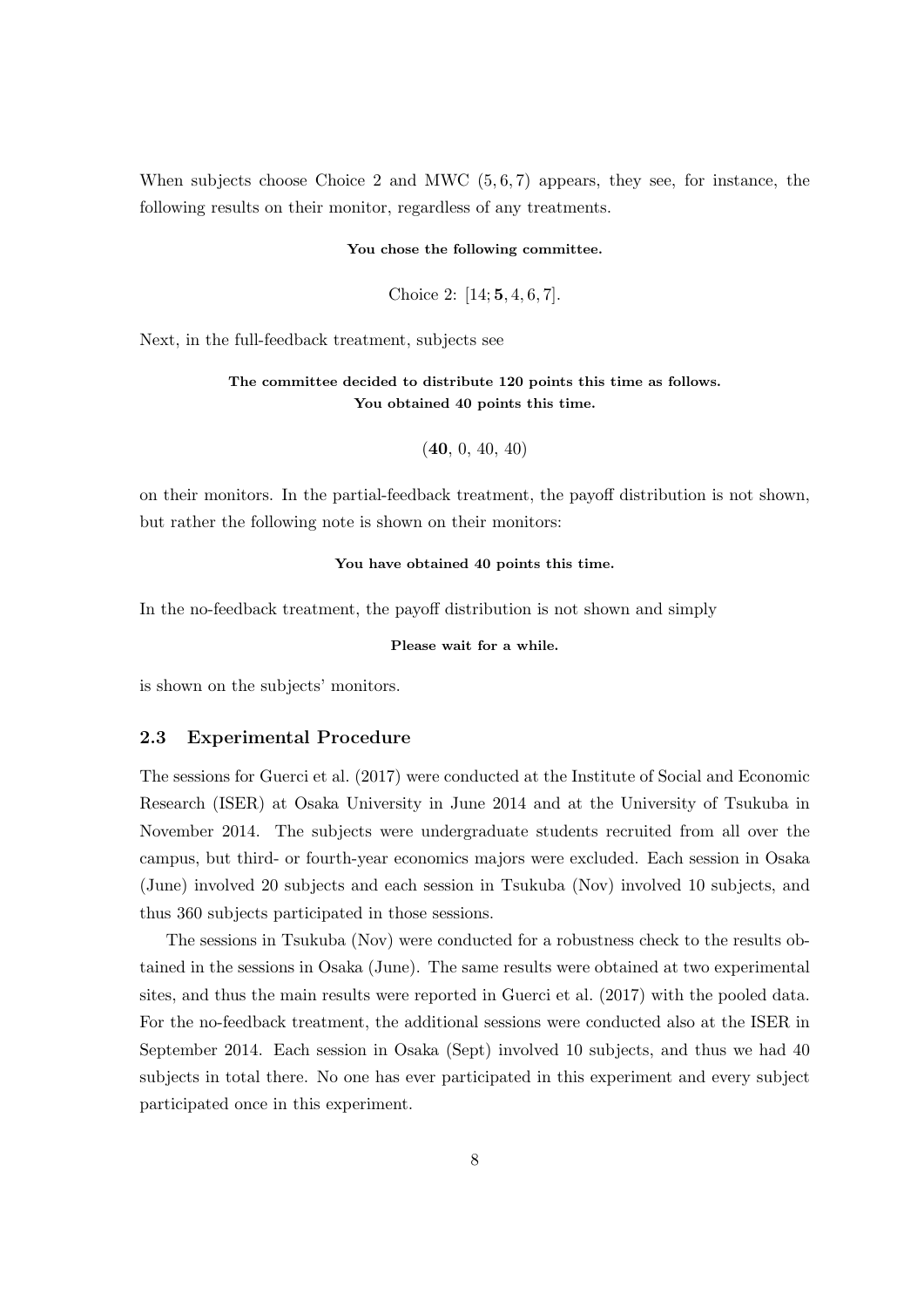When subjects choose Choice 2 and MWC $(5, 6, 7)$ appears, they see, for instance, the following results on their monitor, regardless of any treatments.

**You chose the following committee.**

$$\text{Choice 2: } [14; \mathbf{5}, 4, 6, 7].$$

Next, in the full-feedback treatment, subjects see

**The committee decided to distribute 120 points this time as follows.**
**You obtained 40 points this time.**

$$(\mathbf{40},\ 0,\ 40,\ 40)$$

on their monitors. In the partial-feedback treatment, the payoff distribution is not shown, but rather the following note is shown on their monitors:

**You have obtained 40 points this time.**

In the no-feedback treatment, the payoff distribution is not shown and simply

**Please wait for a while.**

is shown on the subjects' monitors.

### 2.3 Experimental Procedure

The sessions for Guerci et al. (2017) were conducted at the Institute of Social and Economic Research (ISER) at Osaka University in June 2014 and at the University of Tsukuba in November 2014. The subjects were undergraduate students recruited from all over the campus, but third- or fourth-year economics majors were excluded. Each session in Osaka (June) involved 20 subjects and each session in Tsukuba (Nov) involved 10 subjects, and thus 360 subjects participated in those sessions.

The sessions in Tsukuba (Nov) were conducted for a robustness check to the results obtained in the sessions in Osaka (June). The same results were obtained at two experimental sites, and thus the main results were reported in Guerci et al. (2017) with the pooled data. For the no-feedback treatment, the additional sessions were conducted also at the ISER in September 2014. Each session in Osaka (Sept) involved 10 subjects, and thus we had 40 subjects in total there. No one has ever participated in this experiment and every subject participated once in this experiment.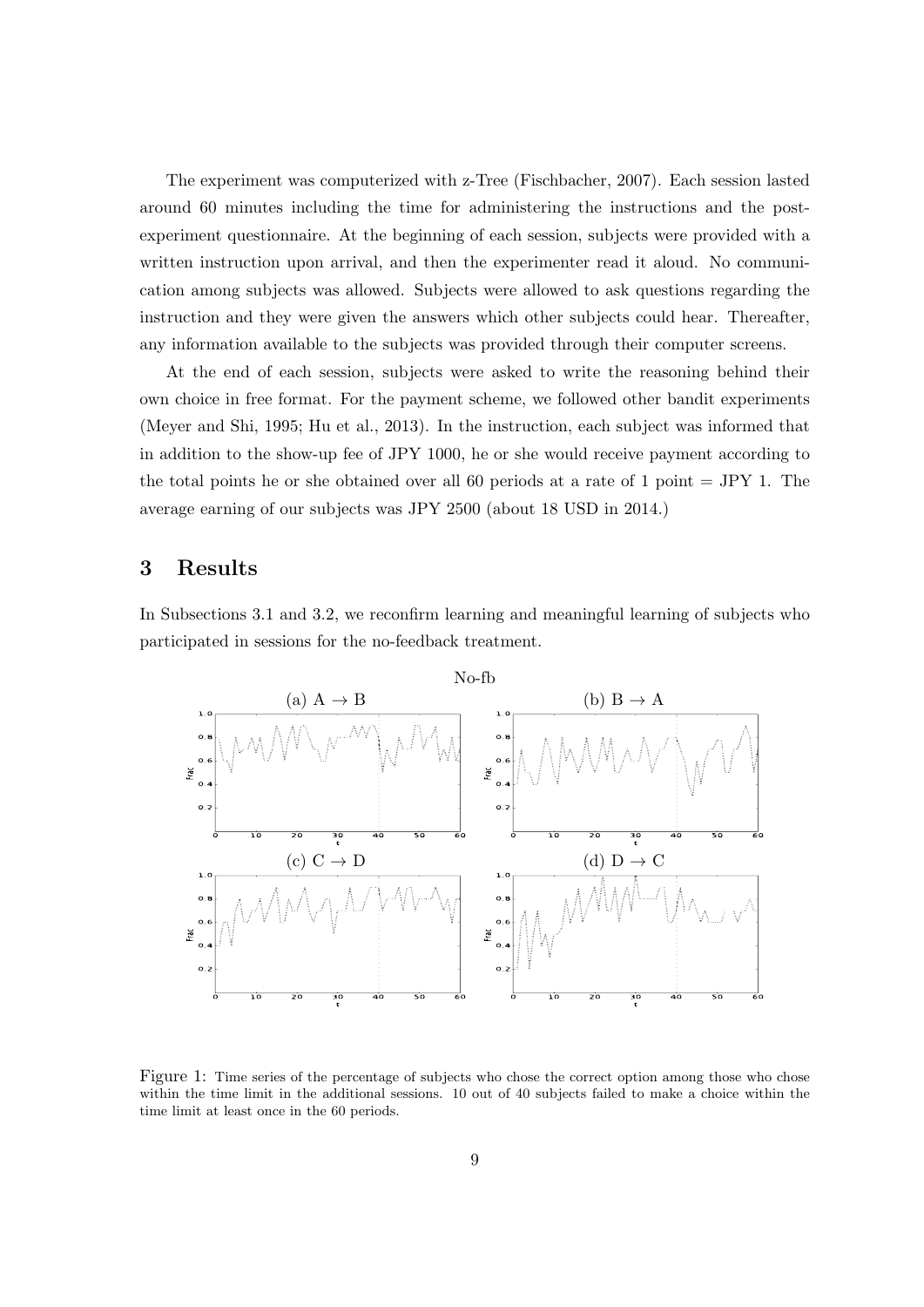The experiment was computerized with z-Tree (Fischbacher, 2007). Each session lasted around 60 minutes including the time for administering the instructions and the post-experiment questionnaire. At the beginning of each session, subjects were provided with a written instruction upon arrival, and then the experimenter read it aloud. No communication among subjects was allowed. Subjects were allowed to ask questions regarding the instruction and they were given the answers which other subjects could hear. Thereafter, any information available to the subjects was provided through their computer screens.

At the end of each session, subjects were asked to write the reasoning behind their own choice in free format. For the payment scheme, we followed other bandit experiments (Meyer and Shi, 1995; Hu et al., 2013). In the instruction, each subject was informed that in addition to the show-up fee of JPY 1000, he or she would receive payment according to the total points he or she obtained over all 60 periods at a rate of 1 point = JPY 1. The average earning of our subjects was JPY 2500 (about 18 USD in 2014.)

# 3 Results

In Subsections 3.1 and 3.2, we reconfirm learning and meaningful learning of subjects who participated in sessions for the no-feedback treatment.

Figure 1: Time series of the percentage of subjects who chose the correct option among those who chose within the time limit in the additional sessions. 10 out of 40 subjects failed to make a choice within the time limit at least once in the 60 periods.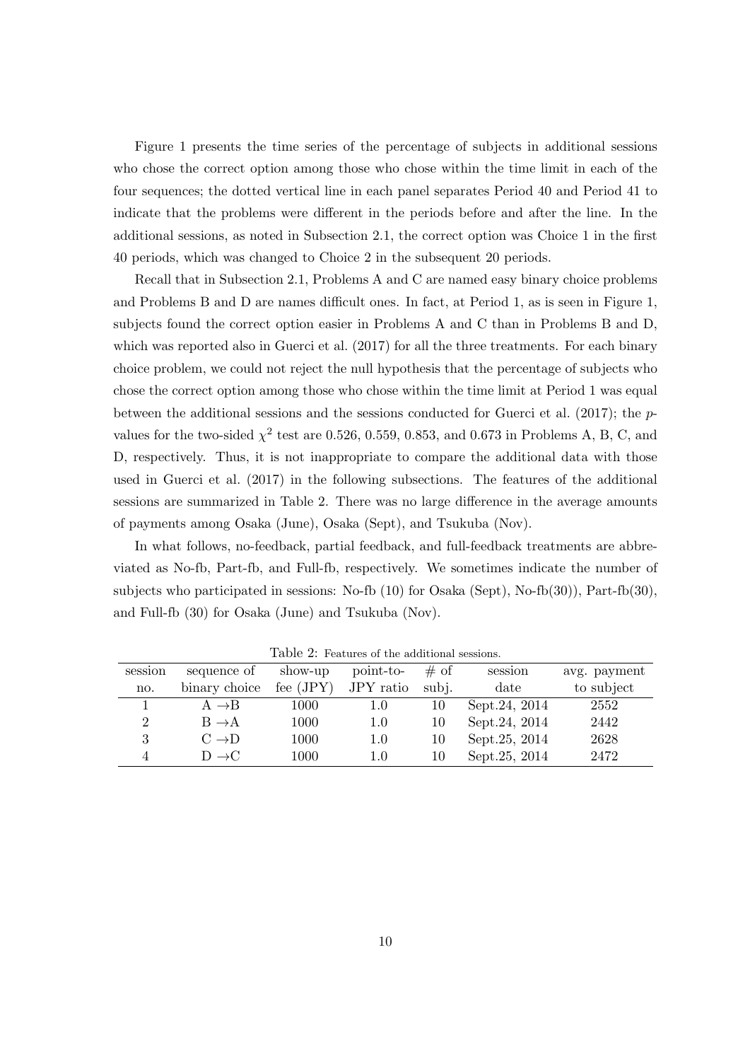Figure 1 presents the time series of the percentage of subjects in additional sessions who chose the correct option among those who chose within the time limit in each of the four sequences; the dotted vertical line in each panel separates Period 40 and Period 41 to indicate that the problems were different in the periods before and after the line. In the additional sessions, as noted in Subsection 2.1, the correct option was Choice 1 in the first 40 periods, which was changed to Choice 2 in the subsequent 20 periods.

Recall that in Subsection 2.1, Problems A and C are named easy binary choice problems and Problems B and D are names difficult ones. In fact, at Period 1, as is seen in Figure 1, subjects found the correct option easier in Problems A and C than in Problems B and D, which was reported also in Guerci et al. (2017) for all the three treatments. For each binary choice problem, we could not reject the null hypothesis that the percentage of subjects who chose the correct option among those who chose within the time limit at Period 1 was equal between the additional sessions and the sessions conducted for Guerci et al. (2017); the $p$-values for the two-sided $\chi^2$ test are 0.526, 0.559, 0.853, and 0.673 in Problems A, B, C, and D, respectively. Thus, it is not inappropriate to compare the additional data with those used in Guerci et al. (2017) in the following subsections. The features of the additional sessions are summarized in Table 2. There was no large difference in the average amounts of payments among Osaka (June), Osaka (Sept), and Tsukuba (Nov).

In what follows, no-feedback, partial feedback, and full-feedback treatments are abbreviated as No-fb, Part-fb, and Full-fb, respectively. We sometimes indicate the number of subjects who participated in sessions: No-fb (10) for Osaka (Sept), No-fb(30)), Part-fb(30), and Full-fb (30) for Osaka (June) and Tsukuba (Nov).

Table 2: Features of the additional sessions.

| session no. | sequence of binary choice | show-up fee (JPY) | point-to-JPY ratio | # of subj. | session date | avg. payment to subject |
|---|---|---|---|---|---|---|
| 1 | A $\rightarrow$B | 1000 | 1.0 | 10 | Sept.24, 2014 | 2552 |
| 2 | B $\rightarrow$A | 1000 | 1.0 | 10 | Sept.24, 2014 | 2442 |
| 3 | C $\rightarrow$D | 1000 | 1.0 | 10 | Sept.25, 2014 | 2628 |
| 4 | D $\rightarrow$C | 1000 | 1.0 | 10 | Sept.25, 2014 | 2472 |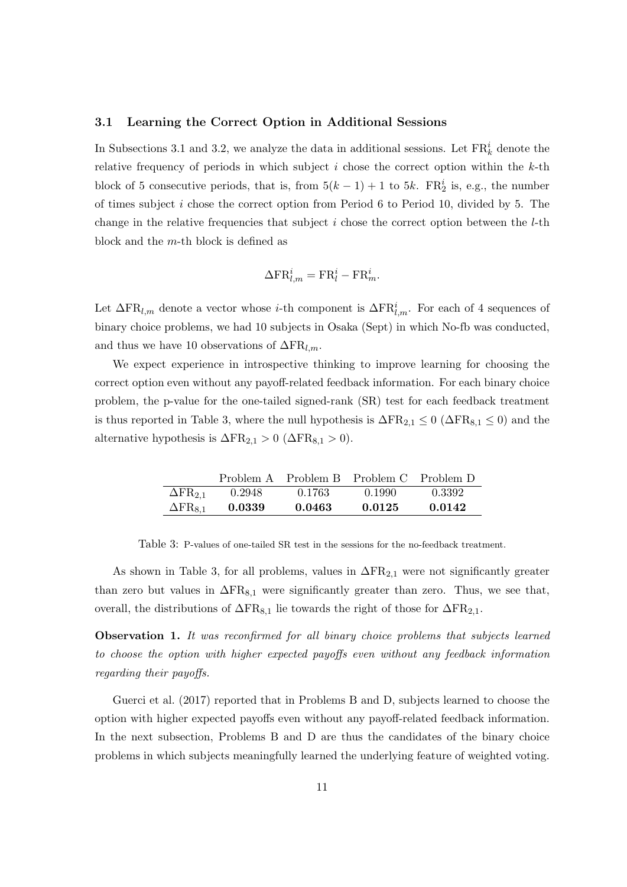### 3.1 Learning the Correct Option in Additional Sessions

In Subsections 3.1 and 3.2, we analyze the data in additional sessions. Let $\mathrm{FR}_k^i$ denote the relative frequency of periods in which subject $i$ chose the correct option within the $k$-th block of 5 consecutive periods, that is, from $5(k-1)+1$ to $5k$. $\mathrm{FR}_2^i$ is, e.g., the number of times subject $i$ chose the correct option from Period 6 to Period 10, divided by 5. The change in the relative frequencies that subject $i$ chose the correct option between the $l$-th block and the $m$-th block is defined as

$$\Delta\mathrm{FR}_{l,m}^i = \mathrm{FR}_l^i - \mathrm{FR}_m^i.$$

Let $\Delta\mathrm{FR}_{l,m}$ denote a vector whose $i$-th component is $\Delta\mathrm{FR}_{l,m}^i$. For each of 4 sequences of binary choice problems, we had 10 subjects in Osaka (Sept) in which No-fb was conducted, and thus we have 10 observations of $\Delta\mathrm{FR}_{l,m}$.

We expect experience in introspective thinking to improve learning for choosing the correct option even without any payoff-related feedback information. For each binary choice problem, the p-value for the one-tailed signed-rank (SR) test for each feedback treatment is thus reported in Table 3, where the null hypothesis is $\Delta\mathrm{FR}_{2,1} \leq 0$ ($\Delta\mathrm{FR}_{8,1} \leq 0$) and the alternative hypothesis is $\Delta\mathrm{FR}_{2,1} > 0$ ($\Delta\mathrm{FR}_{8,1} > 0$).

| | Problem A | Problem B | Problem C | Problem D |
|---|---|---|---|---|
| $\Delta\mathrm{FR}_{2,1}$ | 0.2948 | 0.1763 | 0.1990 | 0.3392 |
| $\Delta\mathrm{FR}_{8,1}$ | **0.0339** | **0.0463** | **0.0125** | **0.0142** |

Table 3: P-values of one-tailed SR test in the sessions for the no-feedback treatment.

As shown in Table 3, for all problems, values in $\Delta\mathrm{FR}_{2,1}$ were not significantly greater than zero but values in $\Delta\mathrm{FR}_{8,1}$ were significantly greater than zero. Thus, we see that, overall, the distributions of $\Delta\mathrm{FR}_{8,1}$ lie towards the right of those for $\Delta\mathrm{FR}_{2,1}$.

**Observation 1.** *It was reconfirmed for all binary choice problems that subjects learned to choose the option with higher expected payoffs even without any feedback information regarding their payoffs.*

Guerci et al. (2017) reported that in Problems B and D, subjects learned to choose the option with higher expected payoffs even without any payoff-related feedback information. In the next subsection, Problems B and D are thus the candidates of the binary choice problems in which subjects meaningfully learned the underlying feature of weighted voting.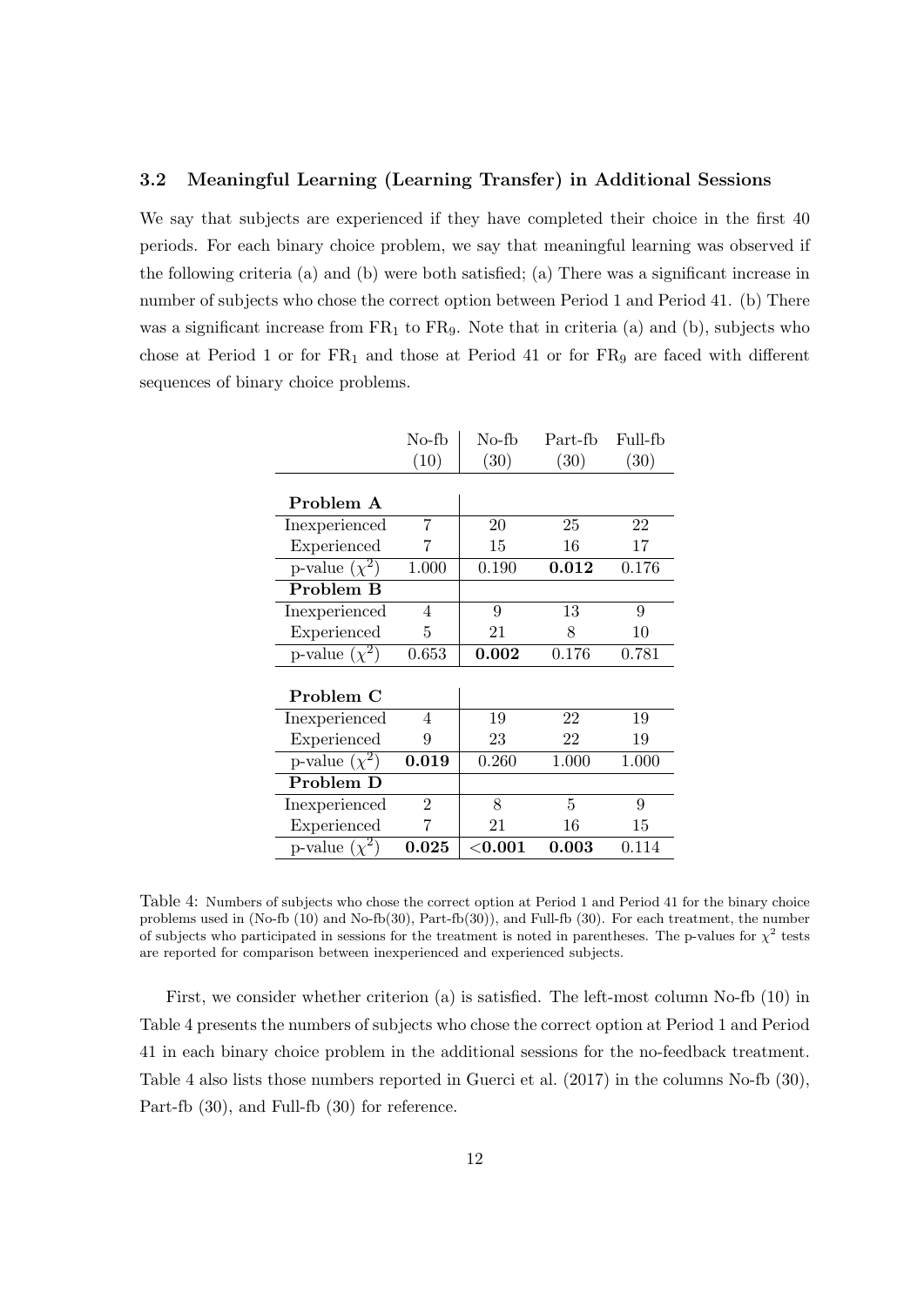### 3.2 Meaningful Learning (Learning Transfer) in Additional Sessions

We say that subjects are experienced if they have completed their choice in the first 40 periods. For each binary choice problem, we say that meaningful learning was observed if the following criteria (a) and (b) were both satisfied; (a) There was a significant increase in number of subjects who chose the correct option between Period 1 and Period 41. (b) There was a significant increase from $FR_1$ to $FR_9$. Note that in criteria (a) and (b), subjects who chose at Period 1 or for $FR_1$ and those at Period 41 or for $FR_9$ are faced with different sequences of binary choice problems.

| | No-fb (10) | No-fb (30) | Part-fb (30) | Full-fb (30) |
|---|---|---|---|---|
| **Problem A** | | | | |
| Inexperienced | 7 | 20 | 25 | 22 |
| Experienced | 7 | 15 | 16 | 17 |
| p-value ($\chi^2$) | 1.000 | 0.190 | **0.012** | 0.176 |
| **Problem B** | | | | |
| Inexperienced | 4 | 9 | 13 | 9 |
| Experienced | 5 | 21 | 8 | 10 |
| p-value ($\chi^2$) | 0.653 | **0.002** | 0.176 | 0.781 |
| **Problem C** | | | | |
| Inexperienced | 4 | 19 | 22 | 19 |
| Experienced | 9 | 23 | 22 | 19 |
| p-value ($\chi^2$) | **0.019** | 0.260 | 1.000 | 1.000 |
| **Problem D** | | | | |
| Inexperienced | 2 | 8 | 5 | 9 |
| Experienced | 7 | 21 | 16 | 15 |
| p-value ($\chi^2$) | **0.025** | **<0.001** | **0.003** | 0.114 |

Table 4: Numbers of subjects who chose the correct option at Period 1 and Period 41 for the binary choice problems used in (No-fb (10) and No-fb(30), Part-fb(30)), and Full-fb (30). For each treatment, the number of subjects who participated in sessions for the treatment is noted in parentheses. The p-values for $\chi^2$ tests are reported for comparison between inexperienced and experienced subjects.

First, we consider whether criterion (a) is satisfied. The left-most column No-fb (10) in Table 4 presents the numbers of subjects who chose the correct option at Period 1 and Period 41 in each binary choice problem in the additional sessions for the no-feedback treatment. Table 4 also lists those numbers reported in Guerci et al. (2017) in the columns No-fb (30), Part-fb (30), and Full-fb (30) for reference.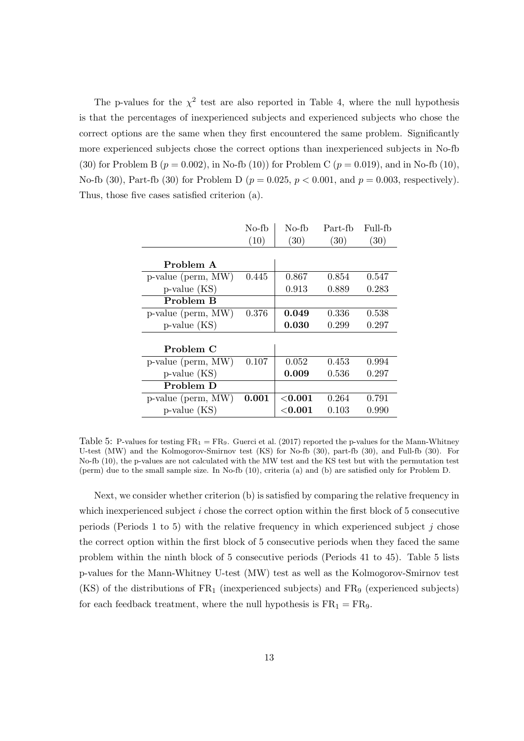The p-values for the $\chi^2$ test are also reported in Table 4, where the null hypothesis is that the percentages of inexperienced subjects and experienced subjects who chose the correct options are the same when they first encountered the same problem. Significantly more experienced subjects chose the correct options than inexperienced subjects in No-fb (30) for Problem B ($p = 0.002$), in No-fb (10)) for Problem C ($p = 0.019$), and in No-fb (10), No-fb (30), Part-fb (30) for Problem D ($p = 0.025$, $p < 0.001$, and $p = 0.003$, respectively). Thus, those five cases satisfied criterion (a).

| | No-fb (10) | No-fb (30) | Part-fb (30) | Full-fb (30) |
|---|---|---|---|---|
| **Problem A** | | | | |
| p-value (perm, MW) | 0.445 | 0.867 | 0.854 | 0.547 |
| p-value (KS) | | 0.913 | 0.889 | 0.283 |
| **Problem B** | | | | |
| p-value (perm, MW) | 0.376 | **0.049** | 0.336 | 0.538 |
| p-value (KS) | | **0.030** | 0.299 | 0.297 |
| **Problem C** | | | | |
| p-value (perm, MW) | 0.107 | 0.052 | 0.453 | 0.994 |
| p-value (KS) | | **0.009** | 0.536 | 0.297 |
| **Problem D** | | | | |
| p-value (perm, MW) | **0.001** | **<0.001** | 0.264 | 0.791 |
| p-value (KS) | | **<0.001** | 0.103 | 0.990 |

Table 5: P-values for testing $\text{FR}_1 = \text{FR}_9$. Guerci et al. (2017) reported the p-values for the Mann-Whitney U-test (MW) and the Kolmogorov-Smirnov test (KS) for No-fb (30), part-fb (30), and Full-fb (30). For No-fb (10), the p-values are not calculated with the MW test and the KS test but with the permutation test (perm) due to the small sample size. In No-fb (10), criteria (a) and (b) are satisfied only for Problem D.

Next, we consider whether criterion (b) is satisfied by comparing the relative frequency in which inexperienced subject $i$ chose the correct option within the first block of 5 consecutive periods (Periods 1 to 5) with the relative frequency in which experienced subject $j$ chose the correct option within the first block of 5 consecutive periods when they faced the same problem within the ninth block of 5 consecutive periods (Periods 41 to 45). Table 5 lists p-values for the Mann-Whitney U-test (MW) test as well as the Kolmogorov-Smirnov test (KS) of the distributions of $\text{FR}_1$ (inexperienced subjects) and $\text{FR}_9$ (experienced subjects) for each feedback treatment, where the null hypothesis is $\text{FR}_1 = \text{FR}_9$.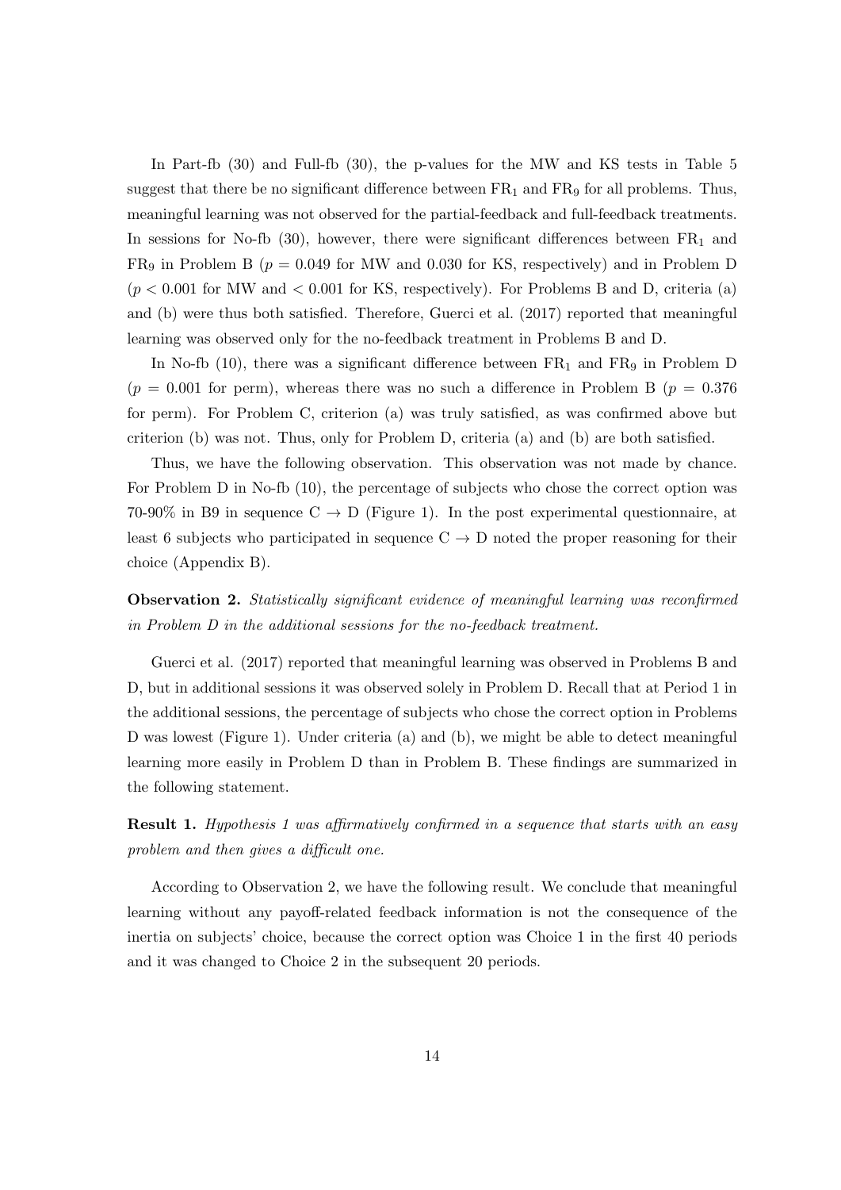In Part-fb (30) and Full-fb (30), the p-values for the MW and KS tests in Table 5 suggest that there be no significant difference between $FR_1$ and $FR_9$ for all problems. Thus, meaningful learning was not observed for the partial-feedback and full-feedback treatments. In sessions for No-fb (30), however, there were significant differences between $FR_1$ and $FR_9$ in Problem B ($p = 0.049$ for MW and 0.030 for KS, respectively) and in Problem D ($p < 0.001$ for MW and $< 0.001$ for KS, respectively). For Problems B and D, criteria (a) and (b) were thus both satisfied. Therefore, Guerci et al. (2017) reported that meaningful learning was observed only for the no-feedback treatment in Problems B and D.

In No-fb (10), there was a significant difference between $FR_1$ and $FR_9$ in Problem D ($p = 0.001$ for perm), whereas there was no such a difference in Problem B ($p = 0.376$ for perm). For Problem C, criterion (a) was truly satisfied, as was confirmed above but criterion (b) was not. Thus, only for Problem D, criteria (a) and (b) are both satisfied.

Thus, we have the following observation. This observation was not made by chance. For Problem D in No-fb (10), the percentage of subjects who chose the correct option was 70-90% in B9 in sequence C $\to$ D (Figure 1). In the post experimental questionnaire, at least 6 subjects who participated in sequence C $\to$ D noted the proper reasoning for their choice (Appendix B).

**Observation 2.** *Statistically significant evidence of meaningful learning was reconfirmed in Problem D in the additional sessions for the no-feedback treatment.*

Guerci et al. (2017) reported that meaningful learning was observed in Problems B and D, but in additional sessions it was observed solely in Problem D. Recall that at Period 1 in the additional sessions, the percentage of subjects who chose the correct option in Problems D was lowest (Figure 1). Under criteria (a) and (b), we might be able to detect meaningful learning more easily in Problem D than in Problem B. These findings are summarized in the following statement.

**Result 1.** *Hypothesis 1 was affirmatively confirmed in a sequence that starts with an easy problem and then gives a difficult one.*

According to Observation 2, we have the following result. We conclude that meaningful learning without any payoff-related feedback information is not the consequence of the inertia on subjects' choice, because the correct option was Choice 1 in the first 40 periods and it was changed to Choice 2 in the subsequent 20 periods.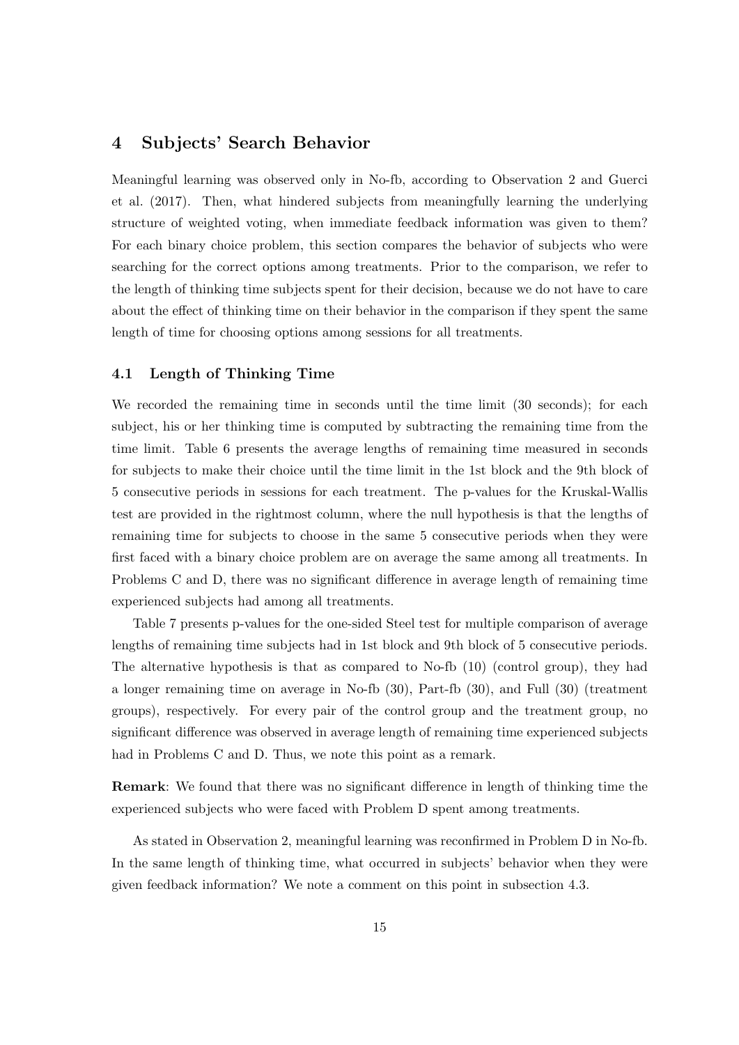## 4 Subjects' Search Behavior

Meaningful learning was observed only in No-fb, according to Observation 2 and Guerci et al. (2017). Then, what hindered subjects from meaningfully learning the underlying structure of weighted voting, when immediate feedback information was given to them? For each binary choice problem, this section compares the behavior of subjects who were searching for the correct options among treatments. Prior to the comparison, we refer to the length of thinking time subjects spent for their decision, because we do not have to care about the effect of thinking time on their behavior in the comparison if they spent the same length of time for choosing options among sessions for all treatments.

### 4.1 Length of Thinking Time

We recorded the remaining time in seconds until the time limit (30 seconds); for each subject, his or her thinking time is computed by subtracting the remaining time from the time limit. Table 6 presents the average lengths of remaining time measured in seconds for subjects to make their choice until the time limit in the 1st block and the 9th block of 5 consecutive periods in sessions for each treatment. The p-values for the Kruskal-Wallis test are provided in the rightmost column, where the null hypothesis is that the lengths of remaining time for subjects to choose in the same 5 consecutive periods when they were first faced with a binary choice problem are on average the same among all treatments. In Problems C and D, there was no significant difference in average length of remaining time experienced subjects had among all treatments.

Table 7 presents p-values for the one-sided Steel test for multiple comparison of average lengths of remaining time subjects had in 1st block and 9th block of 5 consecutive periods. The alternative hypothesis is that as compared to No-fb (10) (control group), they had a longer remaining time on average in No-fb (30), Part-fb (30), and Full (30) (treatment groups), respectively. For every pair of the control group and the treatment group, no significant difference was observed in average length of remaining time experienced subjects had in Problems C and D. Thus, we note this point as a remark.

**Remark**: We found that there was no significant difference in length of thinking time the experienced subjects who were faced with Problem D spent among treatments.

As stated in Observation 2, meaningful learning was reconfirmed in Problem D in No-fb. In the same length of thinking time, what occurred in subjects' behavior when they were given feedback information? We note a comment on this point in subsection 4.3.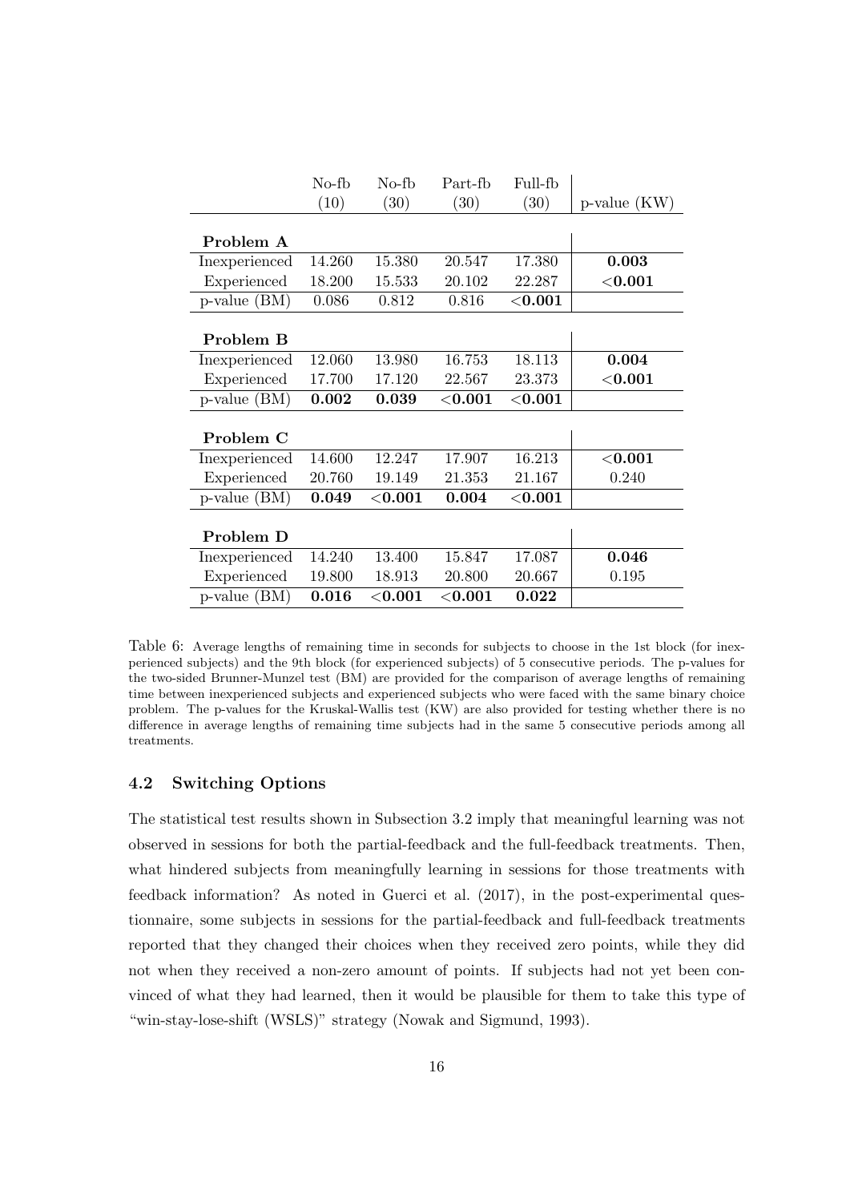| | No-fb (10) | No-fb (30) | Part-fb (30) | Full-fb (30) | p-value (KW) |
|---|---|---|---|---|---|
| **Problem A** | | | | | |
| Inexperienced | 14.260 | 15.380 | 20.547 | 17.380 | **0.003** |
| Experienced | 18.200 | 15.533 | 20.102 | 22.287 | **<0.001** |
| p-value (BM) | 0.086 | 0.812 | 0.816 | **<0.001** | |
| **Problem B** | | | | | |
| Inexperienced | 12.060 | 13.980 | 16.753 | 18.113 | **0.004** |
| Experienced | 17.700 | 17.120 | 22.567 | 23.373 | **<0.001** |
| p-value (BM) | **0.002** | **0.039** | **<0.001** | **<0.001** | |
| **Problem C** | | | | | |
| Inexperienced | 14.600 | 12.247 | 17.907 | 16.213 | **<0.001** |
| Experienced | 20.760 | 19.149 | 21.353 | 21.167 | 0.240 |
| p-value (BM) | **0.049** | **<0.001** | **0.004** | **<0.001** | |
| **Problem D** | | | | | |
| Inexperienced | 14.240 | 13.400 | 15.847 | 17.087 | **0.046** |
| Experienced | 19.800 | 18.913 | 20.800 | 20.667 | 0.195 |
| p-value (BM) | **0.016** | **<0.001** | **<0.001** | **0.022** | |

Table 6: Average lengths of remaining time in seconds for subjects to choose in the 1st block (for inexperienced subjects) and the 9th block (for experienced subjects) of 5 consecutive periods. The p-values for the two-sided Brunner-Munzel test (BM) are provided for the comparison of average lengths of remaining time between inexperienced subjects and experienced subjects who were faced with the same binary choice problem. The p-values for the Kruskal-Wallis test (KW) are also provided for testing whether there is no difference in average lengths of remaining time subjects had in the same 5 consecutive periods among all treatments.

### 4.2 Switching Options

The statistical test results shown in Subsection 3.2 imply that meaningful learning was not observed in sessions for both the partial-feedback and the full-feedback treatments. Then, what hindered subjects from meaningfully learning in sessions for those treatments with feedback information? As noted in Guerci et al. (2017), in the post-experimental questionnaire, some subjects in sessions for the partial-feedback and full-feedback treatments reported that they changed their choices when they received zero points, while they did not when they received a non-zero amount of points. If subjects had not yet been convinced of what they had learned, then it would be plausible for them to take this type of "win-stay-lose-shift (WSLS)" strategy (Nowak and Sigmund, 1993).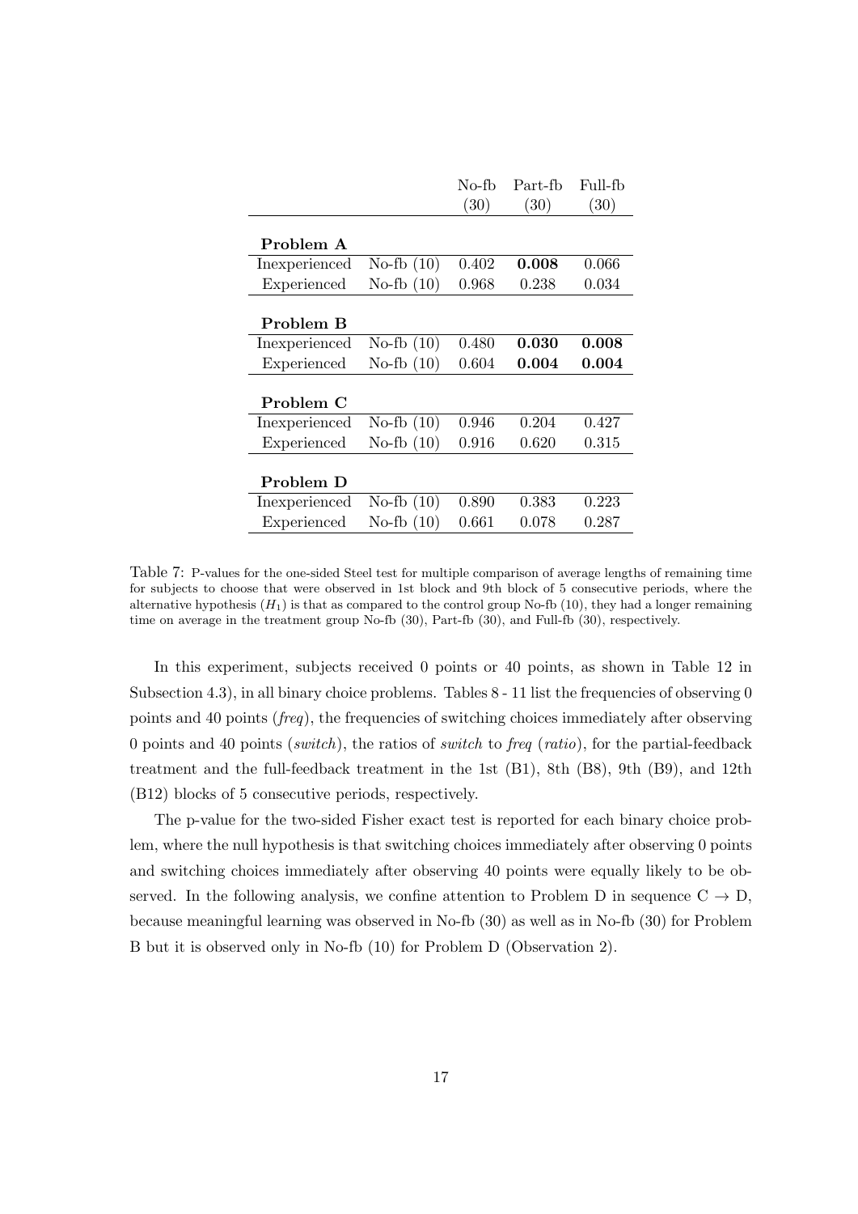| | | No-fb (30) | Part-fb (30) | Full-fb (30) |
|---|---|---|---|---|
| **Problem A** | | | | |
| Inexperienced | No-fb (10) | 0.402 | **0.008** | 0.066 |
| Experienced | No-fb (10) | 0.968 | 0.238 | 0.034 |
| **Problem B** | | | | |
| Inexperienced | No-fb (10) | 0.480 | **0.030** | **0.008** |
| Experienced | No-fb (10) | 0.604 | **0.004** | **0.004** |
| **Problem C** | | | | |
| Inexperienced | No-fb (10) | 0.946 | 0.204 | 0.427 |
| Experienced | No-fb (10) | 0.916 | 0.620 | 0.315 |
| **Problem D** | | | | |
| Inexperienced | No-fb (10) | 0.890 | 0.383 | 0.223 |
| Experienced | No-fb (10) | 0.661 | 0.078 | 0.287 |

Table 7: P-values for the one-sided Steel test for multiple comparison of average lengths of remaining time for subjects to choose that were observed in 1st block and 9th block of 5 consecutive periods, where the alternative hypothesis ($H_1$) is that as compared to the control group No-fb (10), they had a longer remaining time on average in the treatment group No-fb (30), Part-fb (30), and Full-fb (30), respectively.

In this experiment, subjects received 0 points or 40 points, as shown in Table 12 in Subsection 4.3), in all binary choice problems. Tables 8 - 11 list the frequencies of observing 0 points and 40 points (*freq*), the frequencies of switching choices immediately after observing 0 points and 40 points (*switch*), the ratios of *switch* to *freq* (*ratio*), for the partial-feedback treatment and the full-feedback treatment in the 1st (B1), 8th (B8), 9th (B9), and 12th (B12) blocks of 5 consecutive periods, respectively.

The p-value for the two-sided Fisher exact test is reported for each binary choice problem, where the null hypothesis is that switching choices immediately after observing 0 points and switching choices immediately after observing 40 points were equally likely to be observed. In the following analysis, we confine attention to Problem D in sequence C $\rightarrow$ D, because meaningful learning was observed in No-fb (30) as well as in No-fb (30) for Problem B but it is observed only in No-fb (10) for Problem D (Observation 2).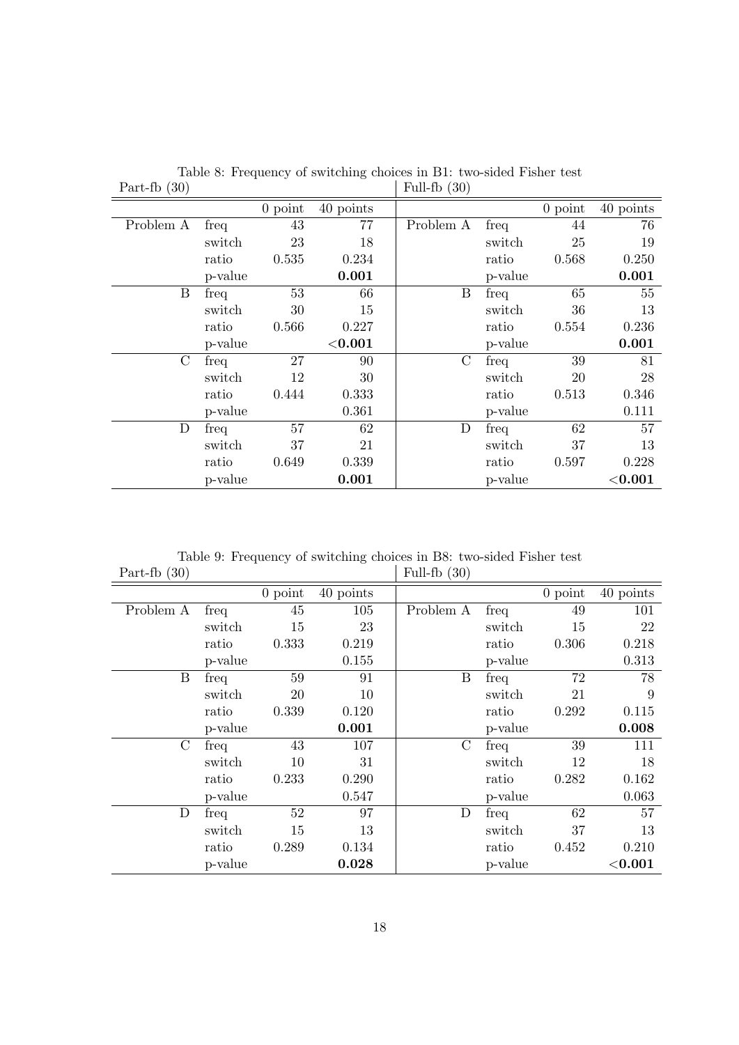Table 8: Frequency of switching choices in B1: two-sided Fisher test

| Part-fb (30) | | | | Full-fb (30) | | | |
|---|---|---|---|---|---|---|---|
| | | 0 point | 40 points | | | 0 point | 40 points |
| Problem A | freq | 43 | 77 | Problem A | freq | 44 | 76 |
| | switch | 23 | 18 | | switch | 25 | 19 |
| | ratio | 0.535 | 0.234 | | ratio | 0.568 | 0.250 |
| | p-value | | **0.001** | | p-value | | **0.001** |
| B | freq | 53 | 66 | B | freq | 65 | 55 |
| | switch | 30 | 15 | | switch | 36 | 13 |
| | ratio | 0.566 | 0.227 | | ratio | 0.554 | 0.236 |
| | p-value | | **<0.001** | | p-value | | **0.001** |
| C | freq | 27 | 90 | C | freq | 39 | 81 |
| | switch | 12 | 30 | | switch | 20 | 28 |
| | ratio | 0.444 | 0.333 | | ratio | 0.513 | 0.346 |
| | p-value | | 0.361 | | p-value | | 0.111 |
| D | freq | 57 | 62 | D | freq | 62 | 57 |
| | switch | 37 | 21 | | switch | 37 | 13 |
| | ratio | 0.649 | 0.339 | | ratio | 0.597 | 0.228 |
| | p-value | | **0.001** | | p-value | | **<0.001** |

Table 9: Frequency of switching choices in B8: two-sided Fisher test

| Part-fb (30) | | | | Full-fb (30) | | | |
|---|---|---|---|---|---|---|---|
| | | 0 point | 40 points | | | 0 point | 40 points |
| Problem A | freq | 45 | 105 | Problem A | freq | 49 | 101 |
| | switch | 15 | 23 | | switch | 15 | 22 |
| | ratio | 0.333 | 0.219 | | ratio | 0.306 | 0.218 |
| | p-value | | 0.155 | | p-value | | 0.313 |
| B | freq | 59 | 91 | B | freq | 72 | 78 |
| | switch | 20 | 10 | | switch | 21 | 9 |
| | ratio | 0.339 | 0.120 | | ratio | 0.292 | 0.115 |
| | p-value | | **0.001** | | p-value | | **0.008** |
| C | freq | 43 | 107 | C | freq | 39 | 111 |
| | switch | 10 | 31 | | switch | 12 | 18 |
| | ratio | 0.233 | 0.290 | | ratio | 0.282 | 0.162 |
| | p-value | | 0.547 | | p-value | | 0.063 |
| D | freq | 52 | 97 | D | freq | 62 | 57 |
| | switch | 15 | 13 | | switch | 37 | 13 |
| | ratio | 0.289 | 0.134 | | ratio | 0.452 | 0.210 |
| | p-value | | **0.028** | | p-value | | **<0.001** |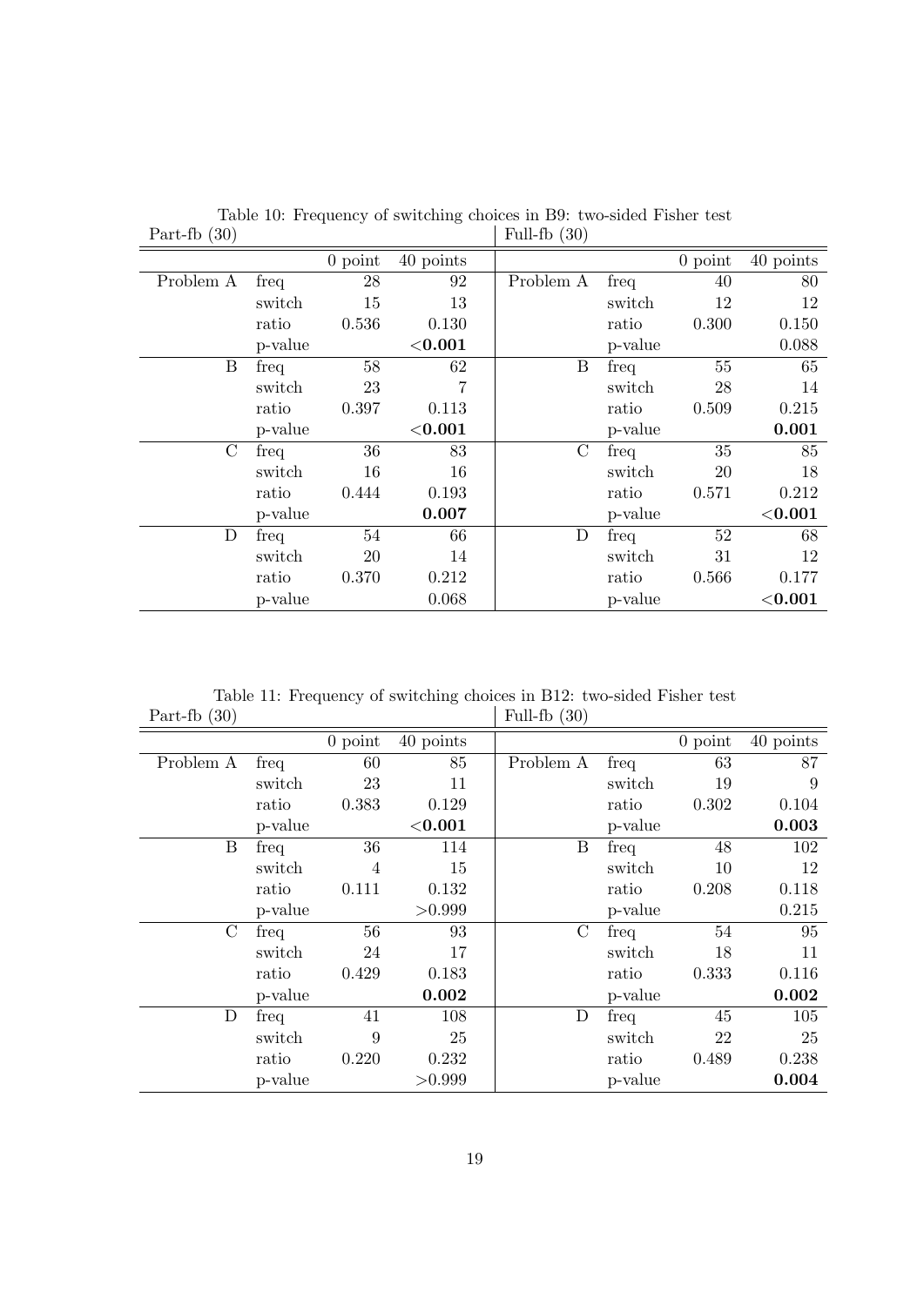Table 10: Frequency of switching choices in B9: two-sided Fisher test

| Part-fb (30) | | | | Full-fb (30) | | | |
|---|---|---|---|---|---|---|---|
| | | 0 point | 40 points | | | 0 point | 40 points |
| Problem A | freq | 28 | 92 | Problem A | freq | 40 | 80 |
| | switch | 15 | 13 | | switch | 12 | 12 |
| | ratio | 0.536 | 0.130 | | ratio | 0.300 | 0.150 |
| | p-value | | **<0.001** | | p-value | | 0.088 |
| B | freq | 58 | 62 | B | freq | 55 | 65 |
| | switch | 23 | 7 | | switch | 28 | 14 |
| | ratio | 0.397 | 0.113 | | ratio | 0.509 | 0.215 |
| | p-value | | **<0.001** | | p-value | | **0.001** |
| C | freq | 36 | 83 | C | freq | 35 | 85 |
| | switch | 16 | 16 | | switch | 20 | 18 |
| | ratio | 0.444 | 0.193 | | ratio | 0.571 | 0.212 |
| | p-value | | **0.007** | | p-value | | **<0.001** |
| D | freq | 54 | 66 | D | freq | 52 | 68 |
| | switch | 20 | 14 | | switch | 31 | 12 |
| | ratio | 0.370 | 0.212 | | ratio | 0.566 | 0.177 |
| | p-value | | 0.068 | | p-value | | **<0.001** |

Table 11: Frequency of switching choices in B12: two-sided Fisher test

| Part-fb (30) | | | | Full-fb (30) | | | |
|---|---|---|---|---|---|---|---|
| | | 0 point | 40 points | | | 0 point | 40 points |
| Problem A | freq | 60 | 85 | Problem A | freq | 63 | 87 |
| | switch | 23 | 11 | | switch | 19 | 9 |
| | ratio | 0.383 | 0.129 | | ratio | 0.302 | 0.104 |
| | p-value | | **<0.001** | | p-value | | **0.003** |
| B | freq | 36 | 114 | B | freq | 48 | 102 |
| | switch | 4 | 15 | | switch | 10 | 12 |
| | ratio | 0.111 | 0.132 | | ratio | 0.208 | 0.118 |
| | p-value | | >0.999 | | p-value | | 0.215 |
| C | freq | 56 | 93 | C | freq | 54 | 95 |
| | switch | 24 | 17 | | switch | 18 | 11 |
| | ratio | 0.429 | 0.183 | | ratio | 0.333 | 0.116 |
| | p-value | | **0.002** | | p-value | | **0.002** |
| D | freq | 41 | 108 | D | freq | 45 | 105 |
| | switch | 9 | 25 | | switch | 22 | 25 |
| | ratio | 0.220 | 0.232 | | ratio | 0.489 | 0.238 |
| | p-value | | >0.999 | | p-value | | **0.004** |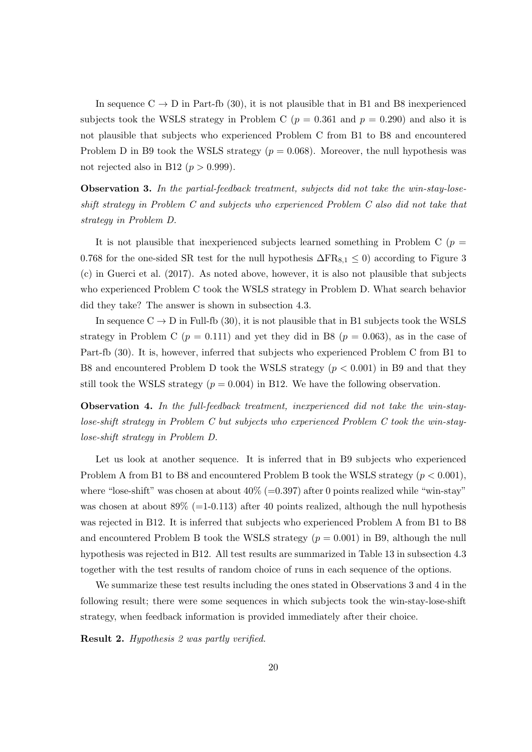In sequence C $\to$ D in Part-fb (30), it is not plausible that in B1 and B8 inexperienced subjects took the WSLS strategy in Problem C ($p = 0.361$ and $p = 0.290$) and also it is not plausible that subjects who experienced Problem C from B1 to B8 and encountered Problem D in B9 took the WSLS strategy ($p = 0.068$). Moreover, the null hypothesis was not rejected also in B12 ($p > 0.999$).

**Observation 3.** *In the partial-feedback treatment, subjects did not take the win-stay-lose-shift strategy in Problem C and subjects who experienced Problem C also did not take that strategy in Problem D.*

It is not plausible that inexperienced subjects learned something in Problem C ($p = 0.768$ for the one-sided SR test for the null hypothesis $\Delta \mathrm{FR}_{8,1} \leq 0$) according to Figure 3 (c) in Guerci et al. (2017). As noted above, however, it is also not plausible that subjects who experienced Problem C took the WSLS strategy in Problem D. What search behavior did they take? The answer is shown in subsection 4.3.

In sequence C $\to$ D in Full-fb (30), it is not plausible that in B1 subjects took the WSLS strategy in Problem C ($p = 0.111$) and yet they did in B8 ($p = 0.063$), as in the case of Part-fb (30). It is, however, inferred that subjects who experienced Problem C from B1 to B8 and encountered Problem D took the WSLS strategy ($p < 0.001$) in B9 and that they still took the WSLS strategy ($p = 0.004$) in B12. We have the following observation.

**Observation 4.** *In the full-feedback treatment, inexperienced did not take the win-stay-lose-shift strategy in Problem C but subjects who experienced Problem C took the win-stay-lose-shift strategy in Problem D.*

Let us look at another sequence. It is inferred that in B9 subjects who experienced Problem A from B1 to B8 and encountered Problem B took the WSLS strategy ($p < 0.001$), where "lose-shift" was chosen at about 40% (=0.397) after 0 points realized while "win-stay" was chosen at about 89% (=1-0.113) after 40 points realized, although the null hypothesis was rejected in B12. It is inferred that subjects who experienced Problem A from B1 to B8 and encountered Problem B took the WSLS strategy ($p = 0.001$) in B9, although the null hypothesis was rejected in B12. All test results are summarized in Table 13 in subsection 4.3 together with the test results of random choice of runs in each sequence of the options.

We summarize these test results including the ones stated in Observations 3 and 4 in the following result; there were some sequences in which subjects took the win-stay-lose-shift strategy, when feedback information is provided immediately after their choice.

**Result 2.** *Hypothesis 2 was partly verified.*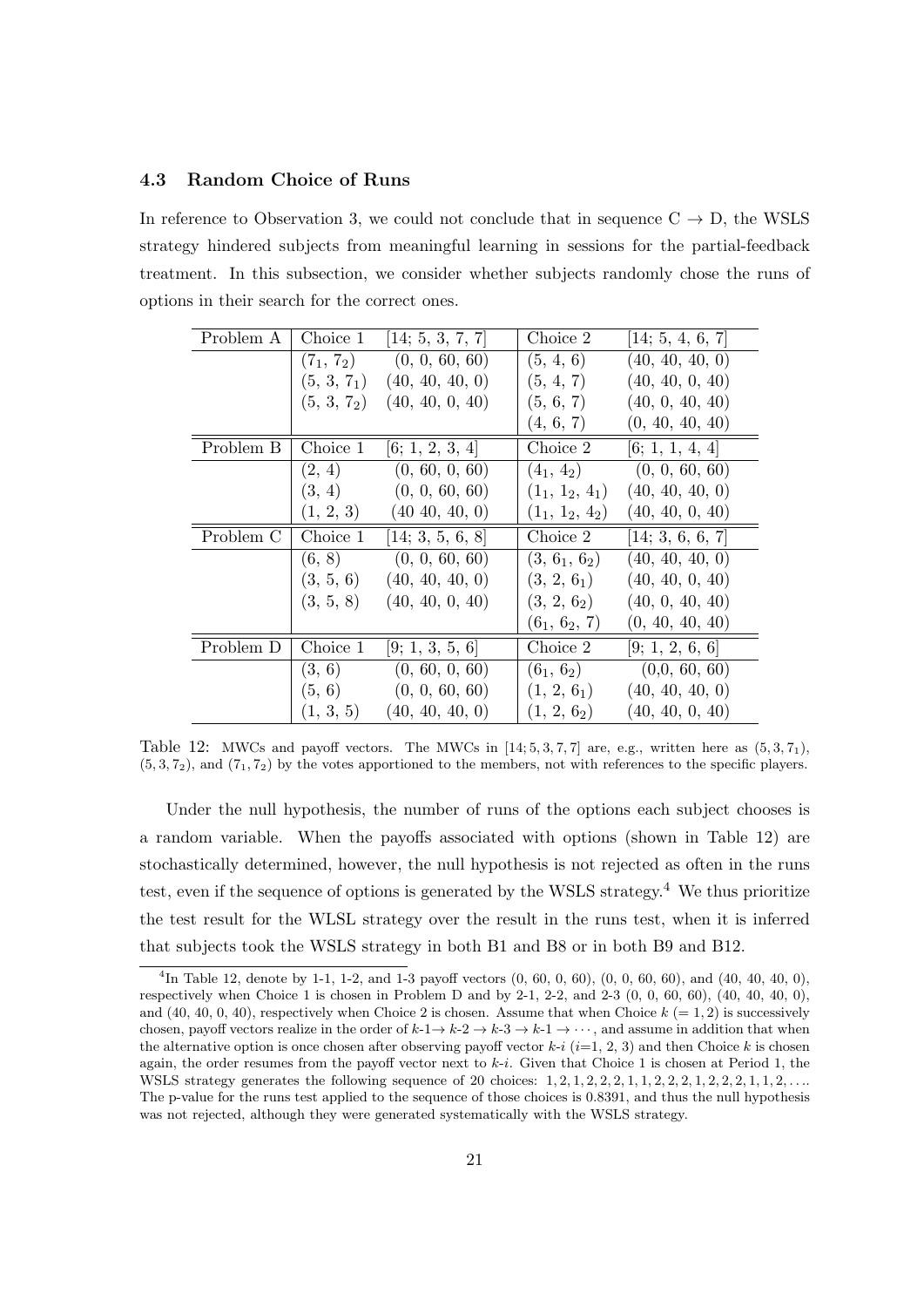### 4.3 Random Choice of Runs

In reference to Observation 3, we could not conclude that in sequence C → D, the WSLS strategy hindered subjects from meaningful learning in sessions for the partial-feedback treatment. In this subsection, we consider whether subjects randomly chose the runs of options in their search for the correct ones.

| Problem A | Choice 1 | [14; 5, 3, 7, 7] | Choice 2 | [14; 5, 4, 6, 7] |
|---|---|---|---|---|
| | $(7_1, 7_2)$ | (0, 0, 60, 60) | (5, 4, 6) | (40, 40, 40, 0) |
| | $(5, 3, 7_1)$ | (40, 40, 40, 0) | (5, 4, 7) | (40, 40, 0, 40) |
| | $(5, 3, 7_2)$ | (40, 40, 0, 40) | (5, 6, 7) | (40, 0, 40, 40) |
| | | | (4, 6, 7) | (0, 40, 40, 40) |
| Problem B | Choice 1 | [6; 1, 2, 3, 4] | Choice 2 | [6; 1, 1, 4, 4] |
| | (2, 4) | (0, 60, 0, 60) | $(4_1, 4_2)$ | (0, 0, 60, 60) |
| | (3, 4) | (0, 0, 60, 60) | $(1_1, 1_2, 4_1)$ | (40, 40, 40, 0) |
| | (1, 2, 3) | (40 40, 40, 0) | $(1_1, 1_2, 4_2)$ | (40, 40, 0, 40) |
| Problem C | Choice 1 | [14; 3, 5, 6, 8] | Choice 2 | [14; 3, 6, 6, 7] |
| | (6, 8) | (0, 0, 60, 60) | $(3, 6_1, 6_2)$ | (40, 40, 40, 0) |
| | (3, 5, 6) | (40, 40, 40, 0) | $(3, 2, 6_1)$ | (40, 40, 0, 40) |
| | (3, 5, 8) | (40, 40, 0, 40) | $(3, 2, 6_2)$ | (40, 0, 40, 40) |
| | | | $(6_1, 6_2, 7)$ | (0, 40, 40, 40) |
| Problem D | Choice 1 | [9; 1, 3, 5, 6] | Choice 2 | [9; 1, 2, 6, 6] |
| | (3, 6) | (0, 60, 0, 60) | $(6_1, 6_2)$ | (0,0, 60, 60) |
| | (5, 6) | (0, 0, 60, 60) | $(1, 2, 6_1)$ | (40, 40, 40, 0) |
| | (1, 3, 5) | (40, 40, 40, 0) | $(1, 2, 6_2)$ | (40, 40, 0, 40) |

Table 12: MWCs and payoff vectors. The MWCs in $[14; 5, 3, 7, 7]$ are, e.g., written here as $(5, 3, 7_1)$, $(5, 3, 7_2)$, and $(7_1, 7_2)$ by the votes apportioned to the members, not with references to the specific players.

Under the null hypothesis, the number of runs of the options each subject chooses is a random variable. When the payoffs associated with options (shown in Table 12) are stochastically determined, however, the null hypothesis is not rejected as often in the runs test, even if the sequence of options is generated by the WSLS strategy.[4] We thus prioritize the test result for the WLSL strategy over the result in the runs test, when it is inferred that subjects took the WSLS strategy in both B1 and B8 or in both B9 and B12.

[4]In Table 12, denote by 1-1, 1-2, and 1-3 payoff vectors (0, 60, 0, 60), (0, 0, 60, 60), and (40, 40, 40, 0), respectively when Choice 1 is chosen in Problem D and by 2-1, 2-2, and 2-3 (0, 0, 60, 60), (40, 40, 40, 0), and (40, 40, 0, 40), respectively when Choice 2 is chosen. Assume that when Choice $k$ $(= 1, 2)$ is successively chosen, payoff vectors realize in the order of $k$-1→ $k$-2 → $k$-3 → $k$-1 → ⋯, and assume in addition that when the alternative option is once chosen after observing payoff vector $k$-$i$ ($i$=1, 2, 3) and then Choice $k$ is chosen again, the order resumes from the payoff vector next to $k$-$i$. Given that Choice 1 is chosen at Period 1, the WSLS strategy generates the following sequence of 20 choices: $1, 2, 1, 2, 2, 2, 1, 1, 2, 2, 2, 1, 2, 2, 2, 1, 1, 2, \ldots$. The p-value for the runs test applied to the sequence of those choices is 0.8391, and thus the null hypothesis was not rejected, although they were generated systematically with the WSLS strategy.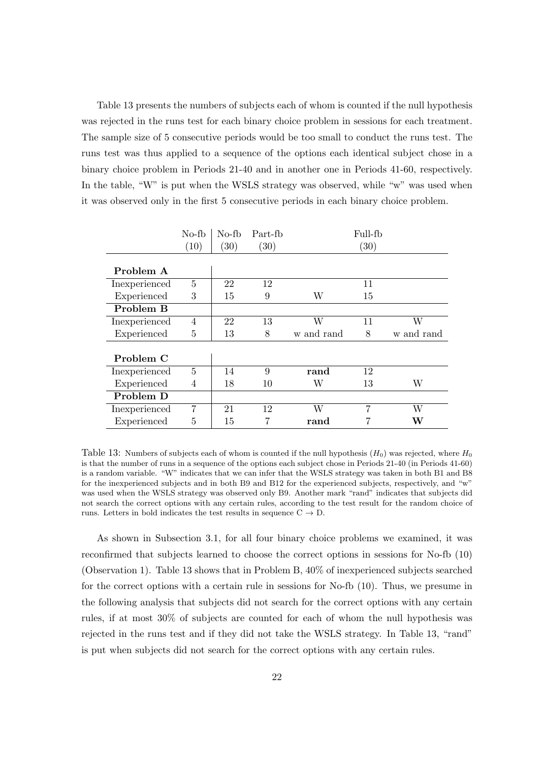Table 13 presents the numbers of subjects each of whom is counted if the null hypothesis was rejected in the runs test for each binary choice problem in sessions for each treatment. The sample size of 5 consecutive periods would be too small to conduct the runs test. The runs test was thus applied to a sequence of the options each identical subject chose in a binary choice problem in Periods 21-40 and in another one in Periods 41-60, respectively. In the table, "W" is put when the WSLS strategy was observed, while "w" was used when it was observed only in the first 5 consecutive periods in each binary choice problem.

| | No-fb | No-fb | Part-fb | | Full-fb | |
|---|---|---|---|---|---|---|
| | (10) | (30) | (30) | | (30) | |
| **Problem A** | | | | | | |
| Inexperienced | 5 | 22 | 12 | | 11 | |
| Experienced | 3 | 15 | 9 | W | 15 | |
| **Problem B** | | | | | | |
| Inexperienced | 4 | 22 | 13 | W | 11 | W |
| Experienced | 5 | 13 | 8 | w and rand | 8 | w and rand |
| **Problem C** | | | | | | |
| Inexperienced | 5 | 14 | 9 | **rand** | 12 | |
| Experienced | 4 | 18 | 10 | W | 13 | W |
| **Problem D** | | | | | | |
| Inexperienced | 7 | 21 | 12 | W | 7 | W |
| Experienced | 5 | 15 | 7 | **rand** | 7 | **W** |

Table 13: Numbers of subjects each of whom is counted if the null hypothesis ($H_0$) was rejected, where $H_0$ is that the number of runs in a sequence of the options each subject chose in Periods 21-40 (in Periods 41-60) is a random variable. "W" indicates that we can infer that the WSLS strategy was taken in both B1 and B8 for the inexperienced subjects and in both B9 and B12 for the experienced subjects, respectively, and "w" was used when the WSLS strategy was observed only B9. Another mark "rand" indicates that subjects did not search the correct options with any certain rules, according to the test result for the random choice of runs. Letters in bold indicates the test results in sequence C $\rightarrow$ D.

As shown in Subsection 3.1, for all four binary choice problems we examined, it was reconfirmed that subjects learned to choose the correct options in sessions for No-fb (10) (Observation 1). Table 13 shows that in Problem B, 40% of inexperienced subjects searched for the correct options with a certain rule in sessions for No-fb (10). Thus, we presume in the following analysis that subjects did not search for the correct options with any certain rules, if at most 30% of subjects are counted for each of whom the null hypothesis was rejected in the runs test and if they did not take the WSLS strategy. In Table 13, "rand" is put when subjects did not search for the correct options with any certain rules.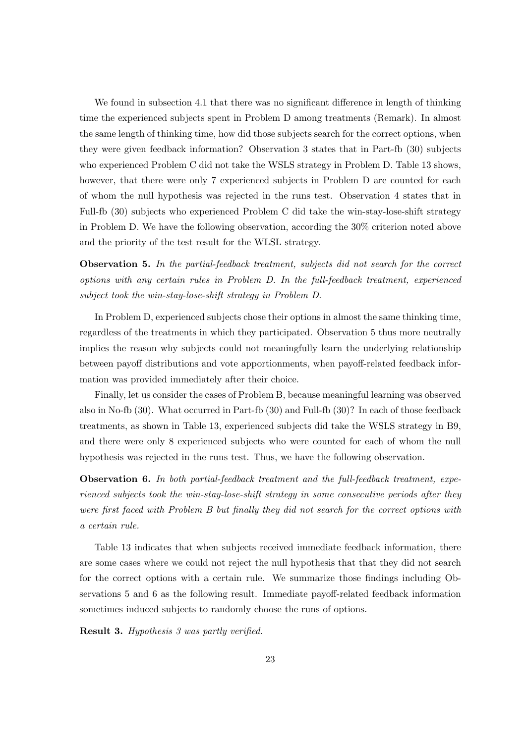We found in subsection 4.1 that there was no significant difference in length of thinking time the experienced subjects spent in Problem D among treatments (Remark). In almost the same length of thinking time, how did those subjects search for the correct options, when they were given feedback information? Observation 3 states that in Part-fb (30) subjects who experienced Problem C did not take the WSLS strategy in Problem D. Table 13 shows, however, that there were only 7 experienced subjects in Problem D are counted for each of whom the null hypothesis was rejected in the runs test. Observation 4 states that in Full-fb (30) subjects who experienced Problem C did take the win-stay-lose-shift strategy in Problem D. We have the following observation, according the 30% criterion noted above and the priority of the test result for the WLSL strategy.

**Observation 5.** *In the partial-feedback treatment, subjects did not search for the correct options with any certain rules in Problem D. In the full-feedback treatment, experienced subject took the win-stay-lose-shift strategy in Problem D.*

In Problem D, experienced subjects chose their options in almost the same thinking time, regardless of the treatments in which they participated. Observation 5 thus more neutrally implies the reason why subjects could not meaningfully learn the underlying relationship between payoff distributions and vote apportionments, when payoff-related feedback information was provided immediately after their choice.

Finally, let us consider the cases of Problem B, because meaningful learning was observed also in No-fb (30). What occurred in Part-fb (30) and Full-fb (30)? In each of those feedback treatments, as shown in Table 13, experienced subjects did take the WSLS strategy in B9, and there were only 8 experienced subjects who were counted for each of whom the null hypothesis was rejected in the runs test. Thus, we have the following observation.

**Observation 6.** *In both partial-feedback treatment and the full-feedback treatment, experienced subjects took the win-stay-lose-shift strategy in some consecutive periods after they were first faced with Problem B but finally they did not search for the correct options with a certain rule.*

Table 13 indicates that when subjects received immediate feedback information, there are some cases where we could not reject the null hypothesis that that they did not search for the correct options with a certain rule. We summarize those findings including Observations 5 and 6 as the following result. Immediate payoff-related feedback information sometimes induced subjects to randomly choose the runs of options.

**Result 3.** *Hypothesis 3 was partly verified.*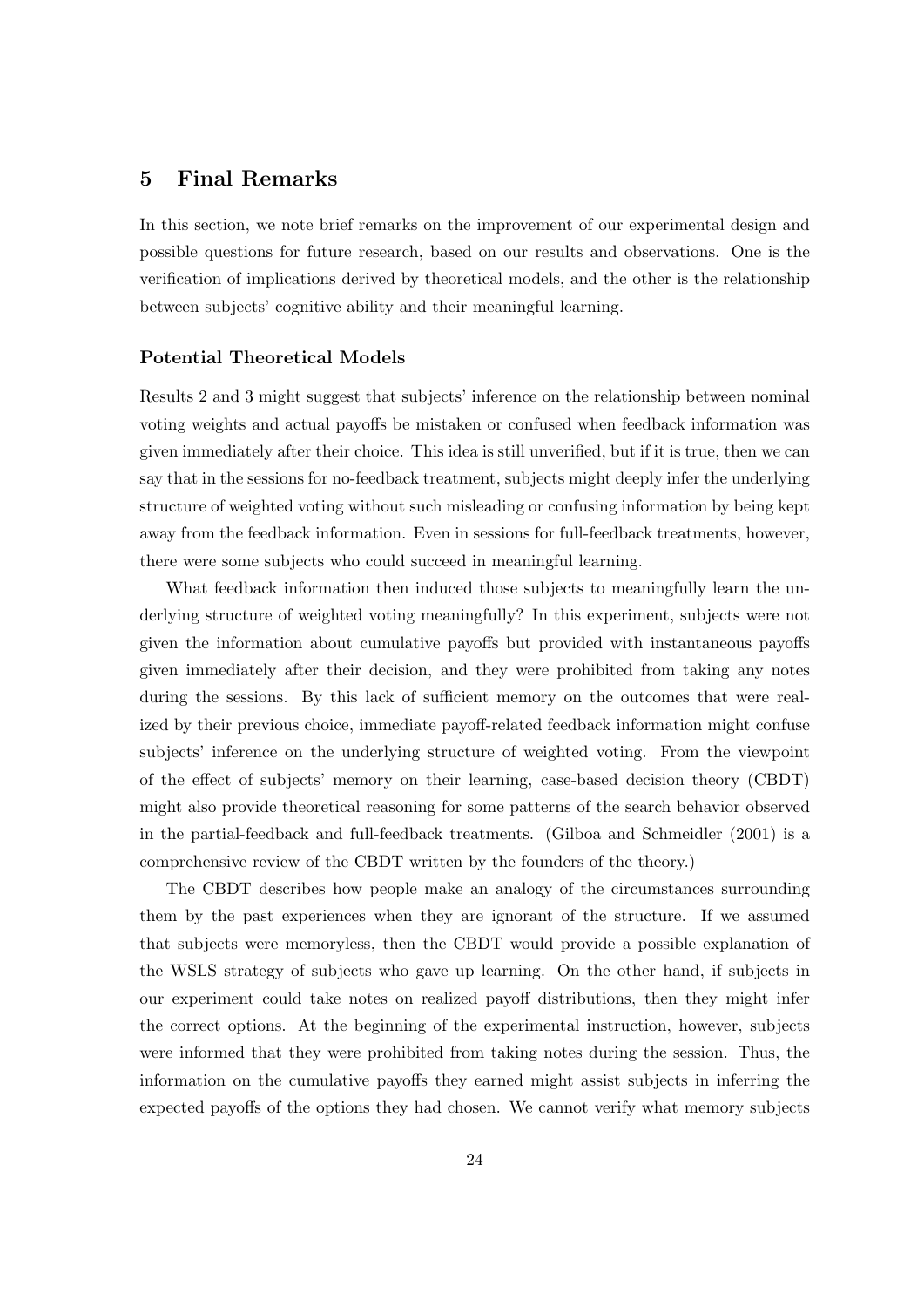## 5 Final Remarks

In this section, we note brief remarks on the improvement of our experimental design and possible questions for future research, based on our results and observations. One is the verification of implications derived by theoretical models, and the other is the relationship between subjects' cognitive ability and their meaningful learning.

### Potential Theoretical Models

Results 2 and 3 might suggest that subjects' inference on the relationship between nominal voting weights and actual payoffs be mistaken or confused when feedback information was given immediately after their choice. This idea is still unverified, but if it is true, then we can say that in the sessions for no-feedback treatment, subjects might deeply infer the underlying structure of weighted voting without such misleading or confusing information by being kept away from the feedback information. Even in sessions for full-feedback treatments, however, there were some subjects who could succeed in meaningful learning.

What feedback information then induced those subjects to meaningfully learn the underlying structure of weighted voting meaningfully? In this experiment, subjects were not given the information about cumulative payoffs but provided with instantaneous payoffs given immediately after their decision, and they were prohibited from taking any notes during the sessions. By this lack of sufficient memory on the outcomes that were realized by their previous choice, immediate payoff-related feedback information might confuse subjects' inference on the underlying structure of weighted voting. From the viewpoint of the effect of subjects' memory on their learning, case-based decision theory (CBDT) might also provide theoretical reasoning for some patterns of the search behavior observed in the partial-feedback and full-feedback treatments. (Gilboa and Schmeidler (2001) is a comprehensive review of the CBDT written by the founders of the theory.)

The CBDT describes how people make an analogy of the circumstances surrounding them by the past experiences when they are ignorant of the structure. If we assumed that subjects were memoryless, then the CBDT would provide a possible explanation of the WSLS strategy of subjects who gave up learning. On the other hand, if subjects in our experiment could take notes on realized payoff distributions, then they might infer the correct options. At the beginning of the experimental instruction, however, subjects were informed that they were prohibited from taking notes during the session. Thus, the information on the cumulative payoffs they earned might assist subjects in inferring the expected payoffs of the options they had chosen. We cannot verify what memory subjects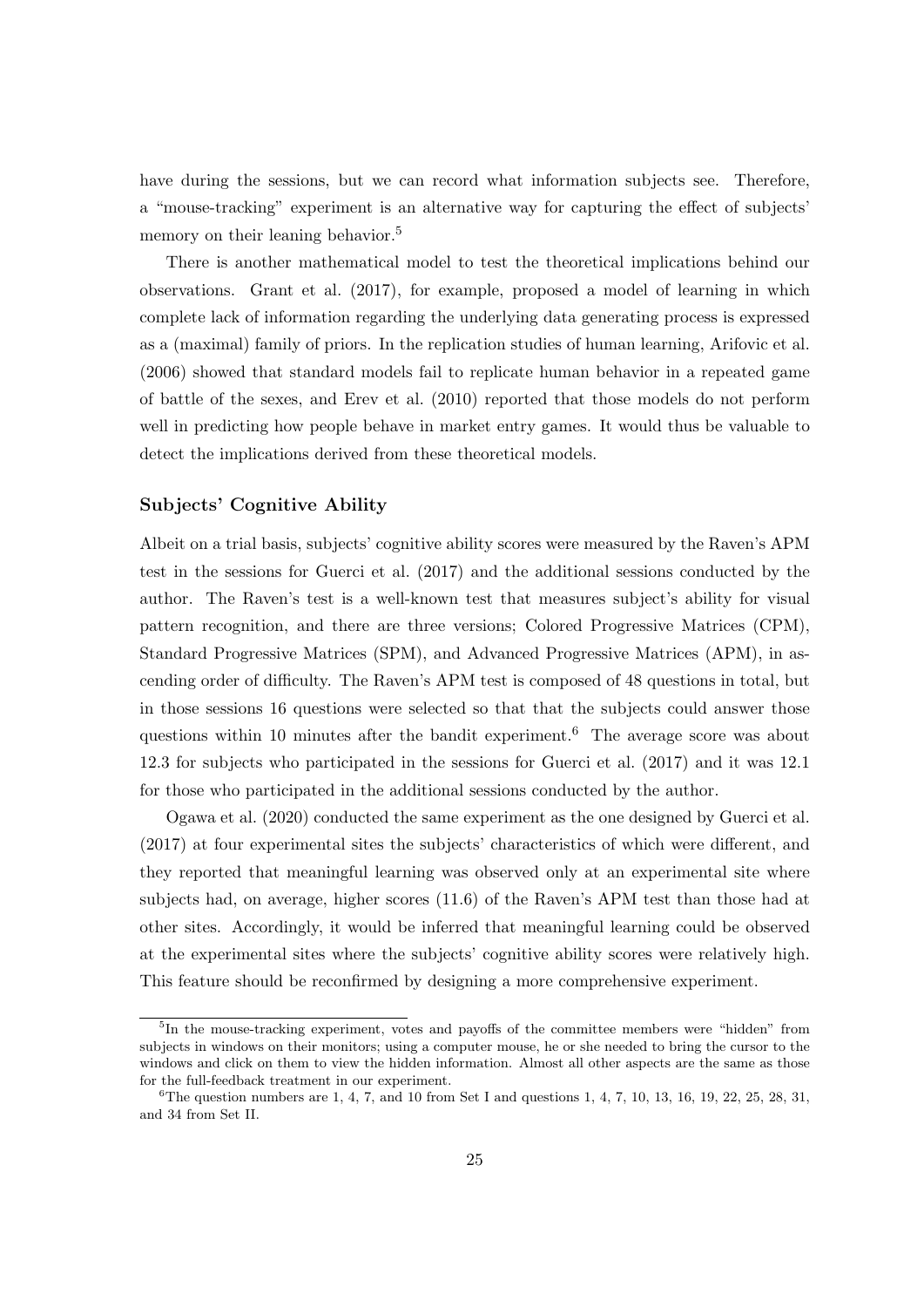have during the sessions, but we can record what information subjects see. Therefore, a "mouse-tracking" experiment is an alternative way for capturing the effect of subjects' memory on their leaning behavior.[5]

There is another mathematical model to test the theoretical implications behind our observations. Grant et al. (2017), for example, proposed a model of learning in which complete lack of information regarding the underlying data generating process is expressed as a (maximal) family of priors. In the replication studies of human learning, Arifovic et al. (2006) showed that standard models fail to replicate human behavior in a repeated game of battle of the sexes, and Erev et al. (2010) reported that those models do not perform well in predicting how people behave in market entry games. It would thus be valuable to detect the implications derived from these theoretical models.

### Subjects' Cognitive Ability

Albeit on a trial basis, subjects' cognitive ability scores were measured by the Raven's APM test in the sessions for Guerci et al. (2017) and the additional sessions conducted by the author. The Raven's test is a well-known test that measures subject's ability for visual pattern recognition, and there are three versions; Colored Progressive Matrices (CPM), Standard Progressive Matrices (SPM), and Advanced Progressive Matrices (APM), in ascending order of difficulty. The Raven's APM test is composed of 48 questions in total, but in those sessions 16 questions were selected so that that the subjects could answer those questions within 10 minutes after the bandit experiment.[6] The average score was about 12.3 for subjects who participated in the sessions for Guerci et al. (2017) and it was 12.1 for those who participated in the additional sessions conducted by the author.

Ogawa et al. (2020) conducted the same experiment as the one designed by Guerci et al. (2017) at four experimental sites the subjects' characteristics of which were different, and they reported that meaningful learning was observed only at an experimental site where subjects had, on average, higher scores (11.6) of the Raven's APM test than those had at other sites. Accordingly, it would be inferred that meaningful learning could be observed at the experimental sites where the subjects' cognitive ability scores were relatively high. This feature should be reconfirmed by designing a more comprehensive experiment.

---

[5] In the mouse-tracking experiment, votes and payoffs of the committee members were "hidden" from subjects in windows on their monitors; using a computer mouse, he or she needed to bring the cursor to the windows and click on them to view the hidden information. Almost all other aspects are the same as those for the full-feedback treatment in our experiment.

[6] The question numbers are 1, 4, 7, and 10 from Set I and questions 1, 4, 7, 10, 13, 16, 19, 22, 25, 28, 31, and 34 from Set II.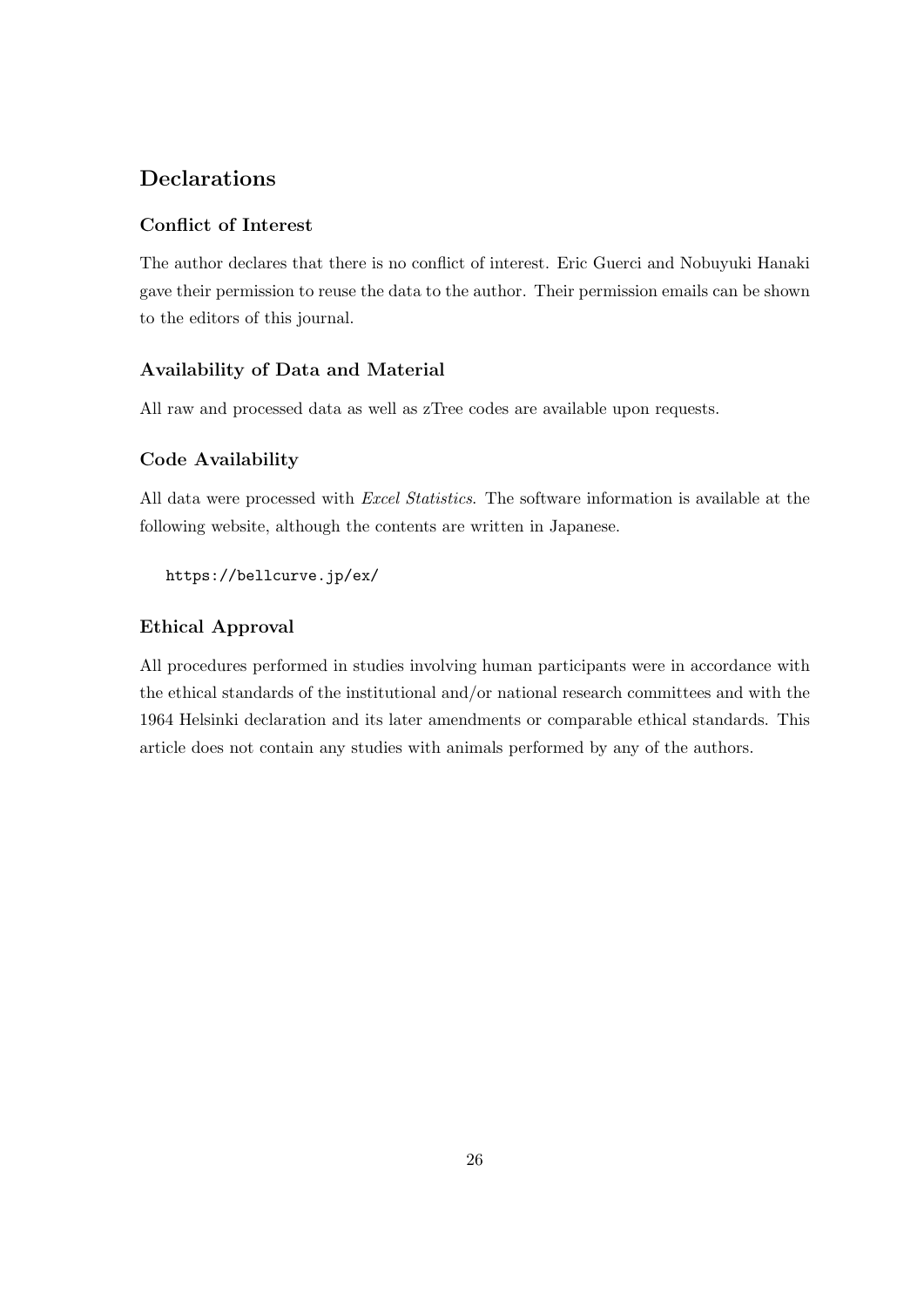## Declarations

### Conflict of Interest

The author declares that there is no conflict of interest. Eric Guerci and Nobuyuki Hanaki gave their permission to reuse the data to the author. Their permission emails can be shown to the editors of this journal.

### Availability of Data and Material

All raw and processed data as well as zTree codes are available upon requests.

### Code Availability

All data were processed with *Excel Statistics*. The software information is available at the following website, although the contents are written in Japanese.

```
https://bellcurve.jp/ex/
```

### Ethical Approval

All procedures performed in studies involving human participants were in accordance with the ethical standards of the institutional and/or national research committees and with the 1964 Helsinki declaration and its later amendments or comparable ethical standards. This article does not contain any studies with animals performed by any of the authors.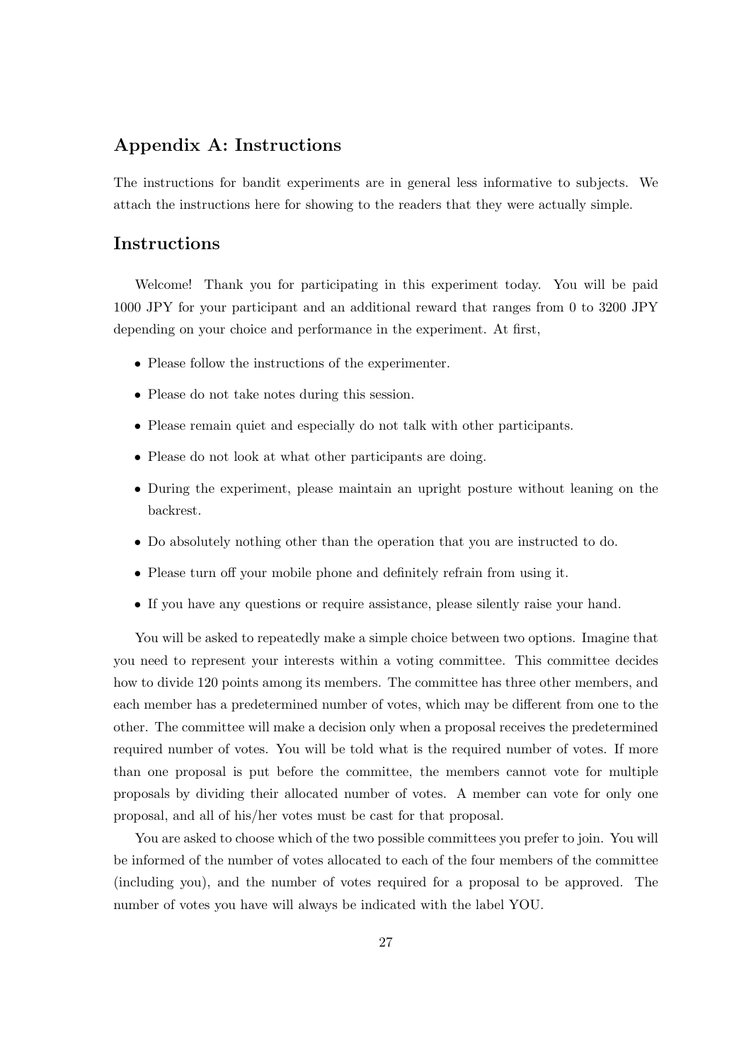## Appendix A: Instructions

The instructions for bandit experiments are in general less informative to subjects. We attach the instructions here for showing to the readers that they were actually simple.

## Instructions

Welcome! Thank you for participating in this experiment today. You will be paid 1000 JPY for your participant and an additional reward that ranges from 0 to 3200 JPY depending on your choice and performance in the experiment. At first,

- Please follow the instructions of the experimenter.
- Please do not take notes during this session.
- Please remain quiet and especially do not talk with other participants.
- Please do not look at what other participants are doing.
- During the experiment, please maintain an upright posture without leaning on the backrest.
- Do absolutely nothing other than the operation that you are instructed to do.
- Please turn off your mobile phone and definitely refrain from using it.
- If you have any questions or require assistance, please silently raise your hand.

You will be asked to repeatedly make a simple choice between two options. Imagine that you need to represent your interests within a voting committee. This committee decides how to divide 120 points among its members. The committee has three other members, and each member has a predetermined number of votes, which may be different from one to the other. The committee will make a decision only when a proposal receives the predetermined required number of votes. You will be told what is the required number of votes. If more than one proposal is put before the committee, the members cannot vote for multiple proposals by dividing their allocated number of votes. A member can vote for only one proposal, and all of his/her votes must be cast for that proposal.

You are asked to choose which of the two possible committees you prefer to join. You will be informed of the number of votes allocated to each of the four members of the committee (including you), and the number of votes required for a proposal to be approved. The number of votes you have will always be indicated with the label YOU.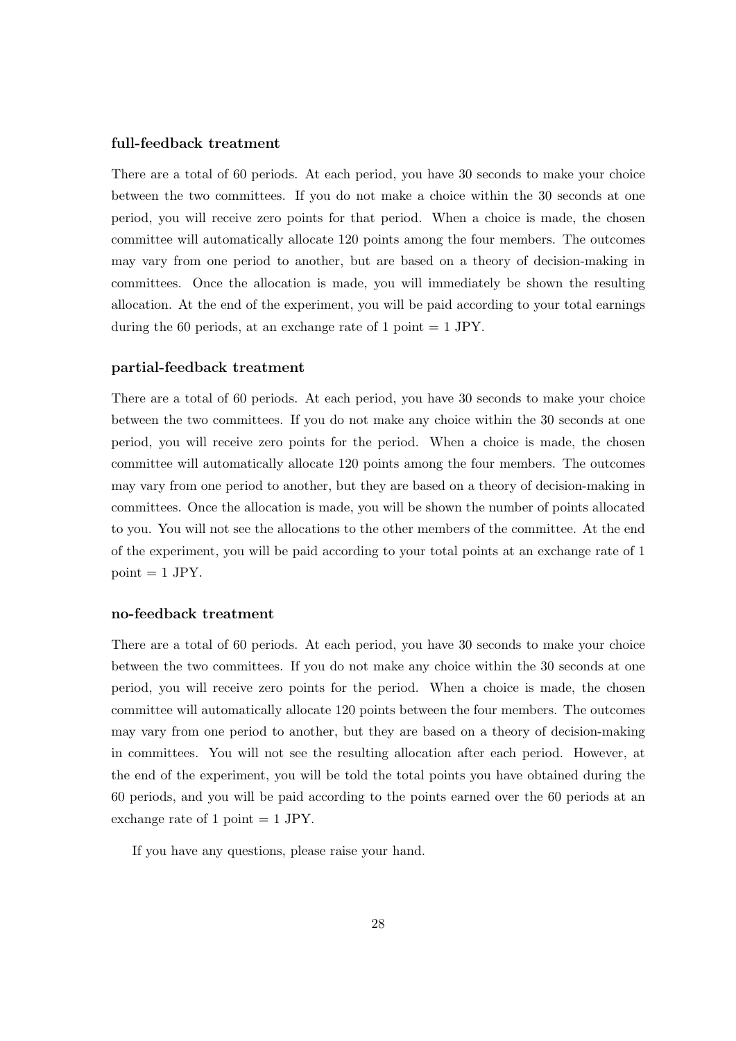#### full-feedback treatment

There are a total of 60 periods. At each period, you have 30 seconds to make your choice between the two committees. If you do not make a choice within the 30 seconds at one period, you will receive zero points for that period. When a choice is made, the chosen committee will automatically allocate 120 points among the four members. The outcomes may vary from one period to another, but are based on a theory of decision-making in committees. Once the allocation is made, you will immediately be shown the resulting allocation. At the end of the experiment, you will be paid according to your total earnings during the 60 periods, at an exchange rate of 1 point = 1 JPY.

#### partial-feedback treatment

There are a total of 60 periods. At each period, you have 30 seconds to make your choice between the two committees. If you do not make any choice within the 30 seconds at one period, you will receive zero points for the period. When a choice is made, the chosen committee will automatically allocate 120 points among the four members. The outcomes may vary from one period to another, but they are based on a theory of decision-making in committees. Once the allocation is made, you will be shown the number of points allocated to you. You will not see the allocations to the other members of the committee. At the end of the experiment, you will be paid according to your total points at an exchange rate of 1 point = 1 JPY.

#### no-feedback treatment

There are a total of 60 periods. At each period, you have 30 seconds to make your choice between the two committees. If you do not make any choice within the 30 seconds at one period, you will receive zero points for the period. When a choice is made, the chosen committee will automatically allocate 120 points between the four members. The outcomes may vary from one period to another, but they are based on a theory of decision-making in committees. You will not see the resulting allocation after each period. However, at the end of the experiment, you will be told the total points you have obtained during the 60 periods, and you will be paid according to the points earned over the 60 periods at an exchange rate of 1 point = 1 JPY.

If you have any questions, please raise your hand.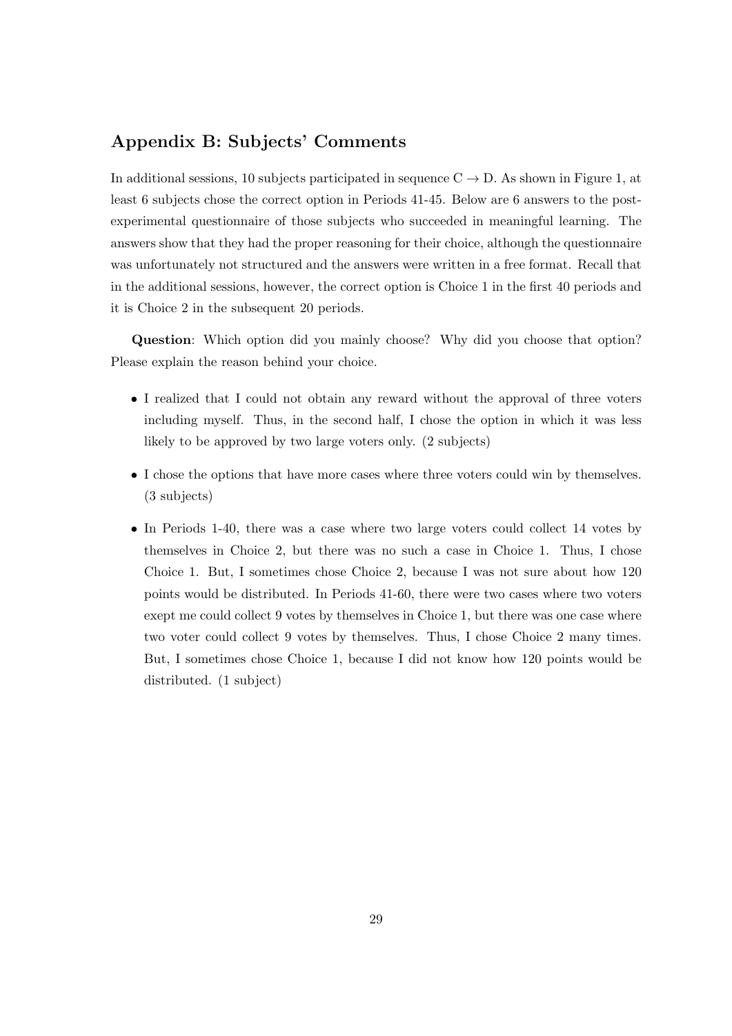## Appendix B: Subjects' Comments

In additional sessions, 10 subjects participated in sequence C $\rightarrow$ D. As shown in Figure 1, at least 6 subjects chose the correct option in Periods 41-45. Below are 6 answers to the post-experimental questionnaire of those subjects who succeeded in meaningful learning. The answers show that they had the proper reasoning for their choice, although the questionnaire was unfortunately not structured and the answers were written in a free format. Recall that in the additional sessions, however, the correct option is Choice 1 in the first 40 periods and it is Choice 2 in the subsequent 20 periods.

**Question**: Which option did you mainly choose? Why did you choose that option? Please explain the reason behind your choice.

- I realized that I could not obtain any reward without the approval of three voters including myself. Thus, in the second half, I chose the option in which it was less likely to be approved by two large voters only. (2 subjects)
- I chose the options that have more cases where three voters could win by themselves. (3 subjects)
- In Periods 1-40, there was a case where two large voters could collect 14 votes by themselves in Choice 2, but there was no such a case in Choice 1. Thus, I chose Choice 1. But, I sometimes chose Choice 2, because I was not sure about how 120 points would be distributed. In Periods 41-60, there were two cases where two voters exept me could collect 9 votes by themselves in Choice 1, but there was one case where two voter could collect 9 votes by themselves. Thus, I chose Choice 2 many times. But, I sometimes chose Choice 1, because I did not know how 120 points would be distributed. (1 subject)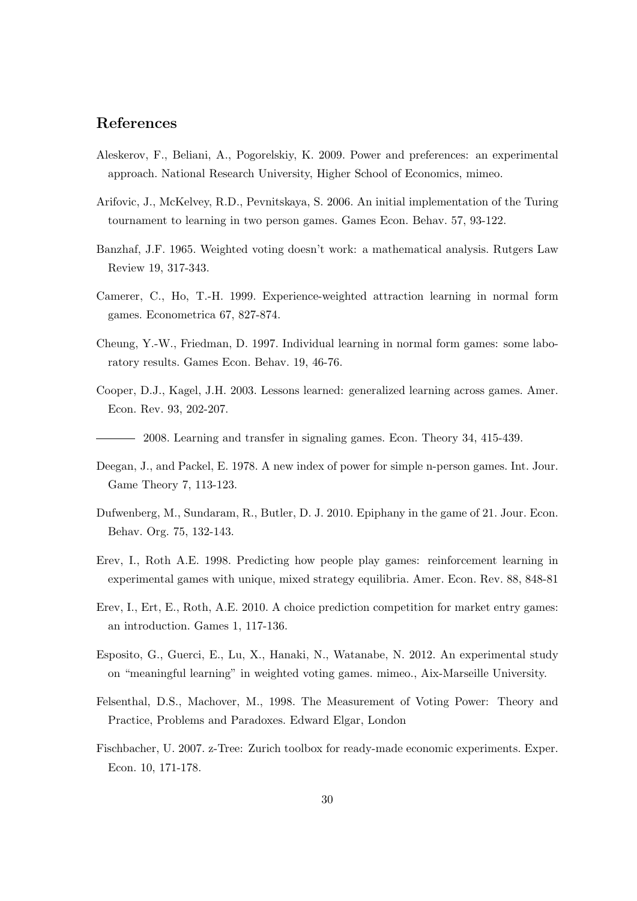## References

Aleskerov, F., Beliani, A., Pogorelskiy, K. 2009. Power and preferences: an experimental approach. National Research University, Higher School of Economics, mimeo.

Arifovic, J., McKelvey, R.D., Pevnitskaya, S. 2006. An initial implementation of the Turing tournament to learning in two person games. Games Econ. Behav. 57, 93-122.

Banzhaf, J.F. 1965. Weighted voting doesn't work: a mathematical analysis. Rutgers Law Review 19, 317-343.

Camerer, C., Ho, T.-H. 1999. Experience-weighted attraction learning in normal form games. Econometrica 67, 827-874.

Cheung, Y.-W., Friedman, D. 1997. Individual learning in normal form games: some laboratory results. Games Econ. Behav. 19, 46-76.

Cooper, D.J., Kagel, J.H. 2003. Lessons learned: generalized learning across games. Amer. Econ. Rev. 93, 202-207.

——— 2008. Learning and transfer in signaling games. Econ. Theory 34, 415-439.

Deegan, J., and Packel, E. 1978. A new index of power for simple n-person games. Int. Jour. Game Theory 7, 113-123.

Dufwenberg, M., Sundaram, R., Butler, D. J. 2010. Epiphany in the game of 21. Jour. Econ. Behav. Org. 75, 132-143.

Erev, I., Roth A.E. 1998. Predicting how people play games: reinforcement learning in experimental games with unique, mixed strategy equilibria. Amer. Econ. Rev. 88, 848-81

Erev, I., Ert, E., Roth, A.E. 2010. A choice prediction competition for market entry games: an introduction. Games 1, 117-136.

Esposito, G., Guerci, E., Lu, X., Hanaki, N., Watanabe, N. 2012. An experimental study on "meaningful learning" in weighted voting games. mimeo., Aix-Marseille University.

Felsenthal, D.S., Machover, M., 1998. The Measurement of Voting Power: Theory and Practice, Problems and Paradoxes. Edward Elgar, London

Fischbacher, U. 2007. z-Tree: Zurich toolbox for ready-made economic experiments. Exper. Econ. 10, 171-178.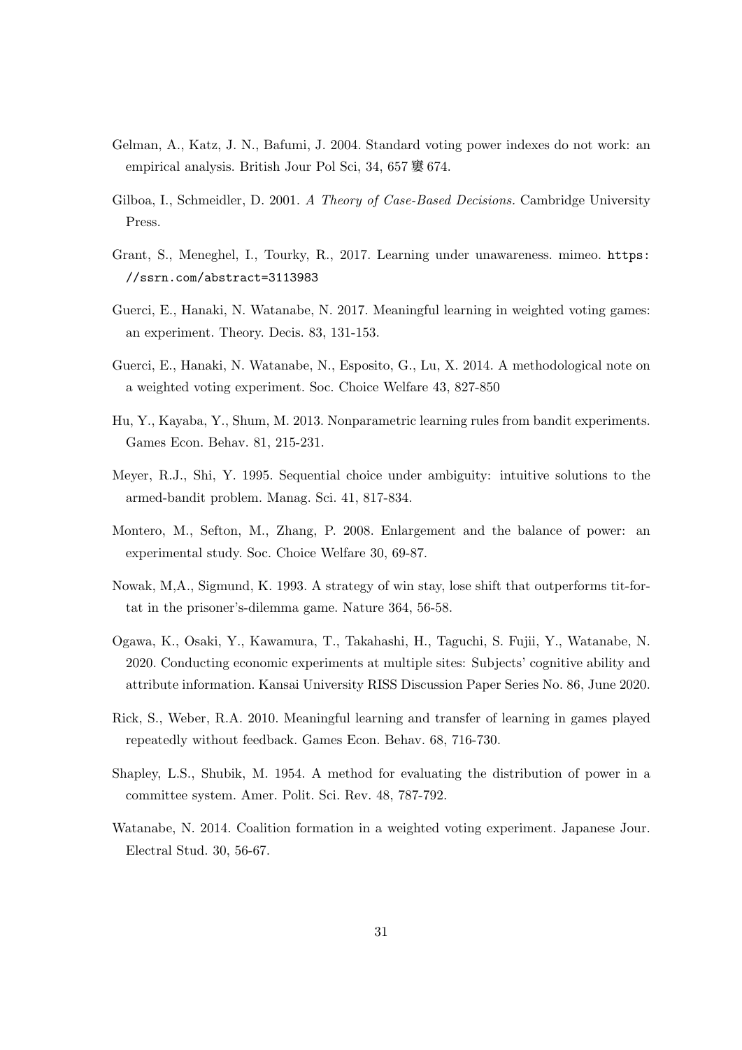Gelman, A., Katz, J. N., Bafumi, J. 2004. Standard voting power indexes do not work: an empirical analysis. British Jour Pol Sci, 34, 657 嫈 674.

Gilboa, I., Schmeidler, D. 2001. *A Theory of Case-Based Decisions.* Cambridge University Press.

Grant, S., Meneghel, I., Tourky, R., 2017. Learning under unawareness. mimeo. https://ssrn.com/abstract=3113983

Guerci, E., Hanaki, N. Watanabe, N. 2017. Meaningful learning in weighted voting games: an experiment. Theory. Decis. 83, 131-153.

Guerci, E., Hanaki, N. Watanabe, N., Esposito, G., Lu, X. 2014. A methodological note on a weighted voting experiment. Soc. Choice Welfare 43, 827-850

Hu, Y., Kayaba, Y., Shum, M. 2013. Nonparametric learning rules from bandit experiments. Games Econ. Behav. 81, 215-231.

Meyer, R.J., Shi, Y. 1995. Sequential choice under ambiguity: intuitive solutions to the armed-bandit problem. Manag. Sci. 41, 817-834.

Montero, M., Sefton, M., Zhang, P. 2008. Enlargement and the balance of power: an experimental study. Soc. Choice Welfare 30, 69-87.

Nowak, M,A., Sigmund, K. 1993. A strategy of win stay, lose shift that outperforms tit-for-tat in the prisoner's-dilemma game. Nature 364, 56-58.

Ogawa, K., Osaki, Y., Kawamura, T., Takahashi, H., Taguchi, S. Fujii, Y., Watanabe, N. 2020. Conducting economic experiments at multiple sites: Subjects' cognitive ability and attribute information. Kansai University RISS Discussion Paper Series No. 86, June 2020.

Rick, S., Weber, R.A. 2010. Meaningful learning and transfer of learning in games played repeatedly without feedback. Games Econ. Behav. 68, 716-730.

Shapley, L.S., Shubik, M. 1954. A method for evaluating the distribution of power in a committee system. Amer. Polit. Sci. Rev. 48, 787-792.

Watanabe, N. 2014. Coalition formation in a weighted voting experiment. Japanese Jour. Electral Stud. 30, 56-67.